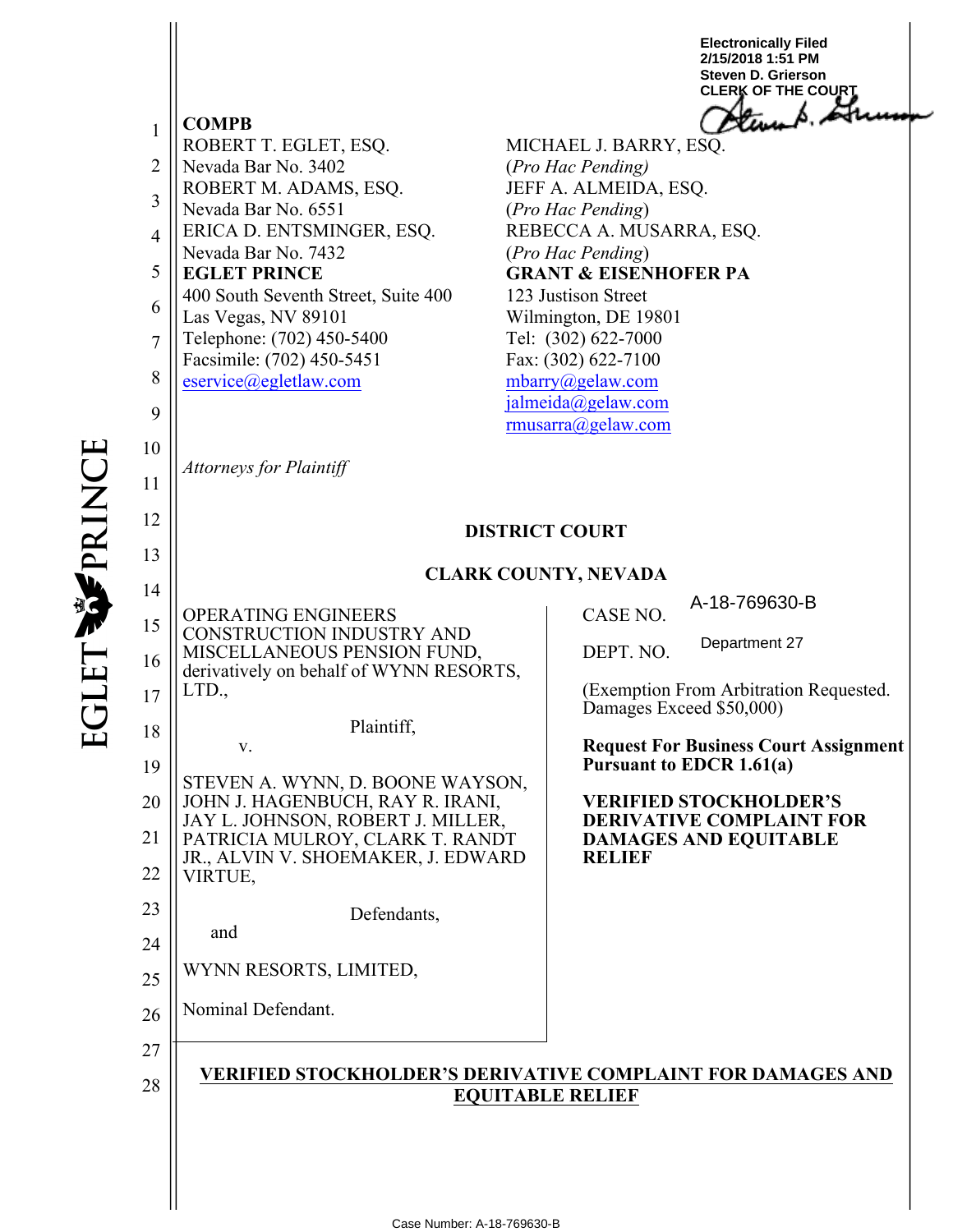Electronically Filed
2/15/2018 1:51 PM
Steven D. Grierson
CLERK OF THE COURT

**COMPB**

ROBERT T. EGLET, ESQ.
Nevada Bar No. 3402
ROBERT M. ADAMS, ESQ.
Nevada Bar No. 6551
ERICA D. ENTSMINGER, ESQ.
Nevada Bar No. 7432
**EGLET PRINCE**
400 South Seventh Street, Suite 400
Las Vegas, NV 89101
Telephone: (702) 450-5400
Facsimile: (702) 450-5451
eservice@egletlaw.com

MICHAEL J. BARRY, ESQ.
(*Pro Hac Pending)*
JEFF A. ALMEIDA, ESQ.
(*Pro Hac Pending*)
REBECCA A. MUSARRA, ESQ.
(*Pro Hac Pending*)
**GRANT & EISENHOFER PA**
123 Justison Street
Wilmington, DE 19801
Tel: (302) 622-7000
Fax: (302) 622-7100
mbarry@gelaw.com
jalmeida@gelaw.com
rmusarra@gelaw.com

*Attorneys for Plaintiff*

**DISTRICT COURT**

**CLARK COUNTY, NEVADA**

OPERATING ENGINEERS CONSTRUCTION INDUSTRY AND MISCELLANEOUS PENSION FUND, derivatively on behalf of WYNN RESORTS, LTD.,

Plaintiff,

v.

STEVEN A. WYNN, D. BOONE WAYSON, JOHN J. HAGENBUCH, RAY R. IRANI, JAY L. JOHNSON, ROBERT J. MILLER, PATRICIA MULROY, CLARK T. RANDT JR., ALVIN V. SHOEMAKER, J. EDWARD VIRTUE,

Defendants,

and

WYNN RESORTS, LIMITED,

Nominal Defendant.

CASE NO. A-18-769630-B

DEPT. NO. Department 27

(Exemption From Arbitration Requested. Damages Exceed $50,000)

**Request For Business Court Assignment Pursuant to EDCR 1.61(a)**

**VERIFIED STOCKHOLDER'S DERIVATIVE COMPLAINT FOR DAMAGES AND EQUITABLE RELIEF**

**VERIFIED STOCKHOLDER'S DERIVATIVE COMPLAINT FOR DAMAGES AND EQUITABLE RELIEF**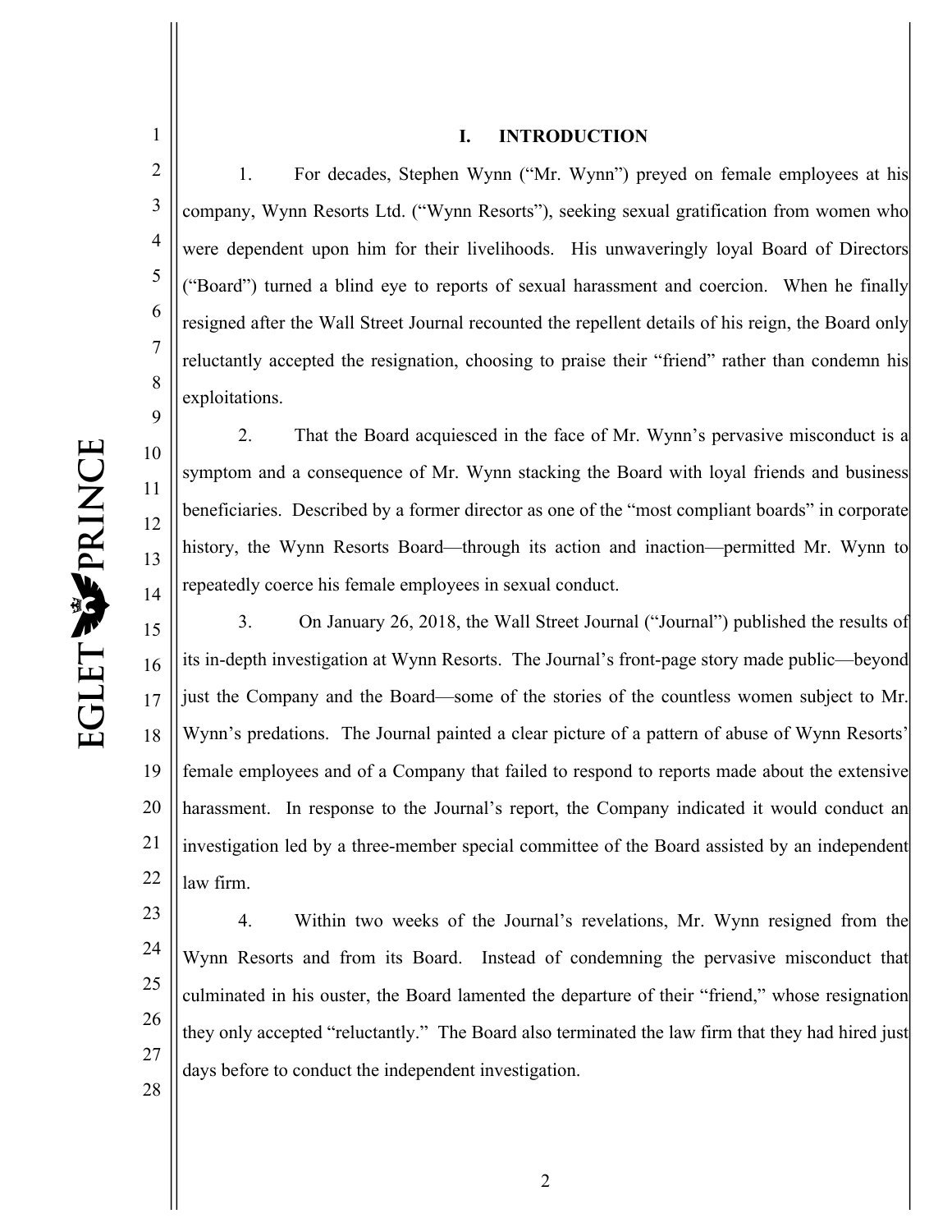## I. INTRODUCTION

1. For decades, Stephen Wynn ("Mr. Wynn") preyed on female employees at his company, Wynn Resorts Ltd. ("Wynn Resorts"), seeking sexual gratification from women who were dependent upon him for their livelihoods. His unwaveringly loyal Board of Directors ("Board") turned a blind eye to reports of sexual harassment and coercion. When he finally resigned after the Wall Street Journal recounted the repellent details of his reign, the Board only reluctantly accepted the resignation, choosing to praise their "friend" rather than condemn his exploitations.

2. That the Board acquiesced in the face of Mr. Wynn's pervasive misconduct is a symptom and a consequence of Mr. Wynn stacking the Board with loyal friends and business beneficiaries. Described by a former director as one of the "most compliant boards" in corporate history, the Wynn Resorts Board—through its action and inaction—permitted Mr. Wynn to repeatedly coerce his female employees in sexual conduct.

3. On January 26, 2018, the Wall Street Journal ("Journal") published the results of its in-depth investigation at Wynn Resorts. The Journal's front-page story made public—beyond just the Company and the Board—some of the stories of the countless women subject to Mr. Wynn's predations. The Journal painted a clear picture of a pattern of abuse of Wynn Resorts' female employees and of a Company that failed to respond to reports made about the extensive harassment. In response to the Journal's report, the Company indicated it would conduct an investigation led by a three-member special committee of the Board assisted by an independent law firm.

4. Within two weeks of the Journal's revelations, Mr. Wynn resigned from the Wynn Resorts and from its Board. Instead of condemning the pervasive misconduct that culminated in his ouster, the Board lamented the departure of their "friend," whose resignation they only accepted "reluctantly." The Board also terminated the law firm that they had hired just days before to conduct the independent investigation.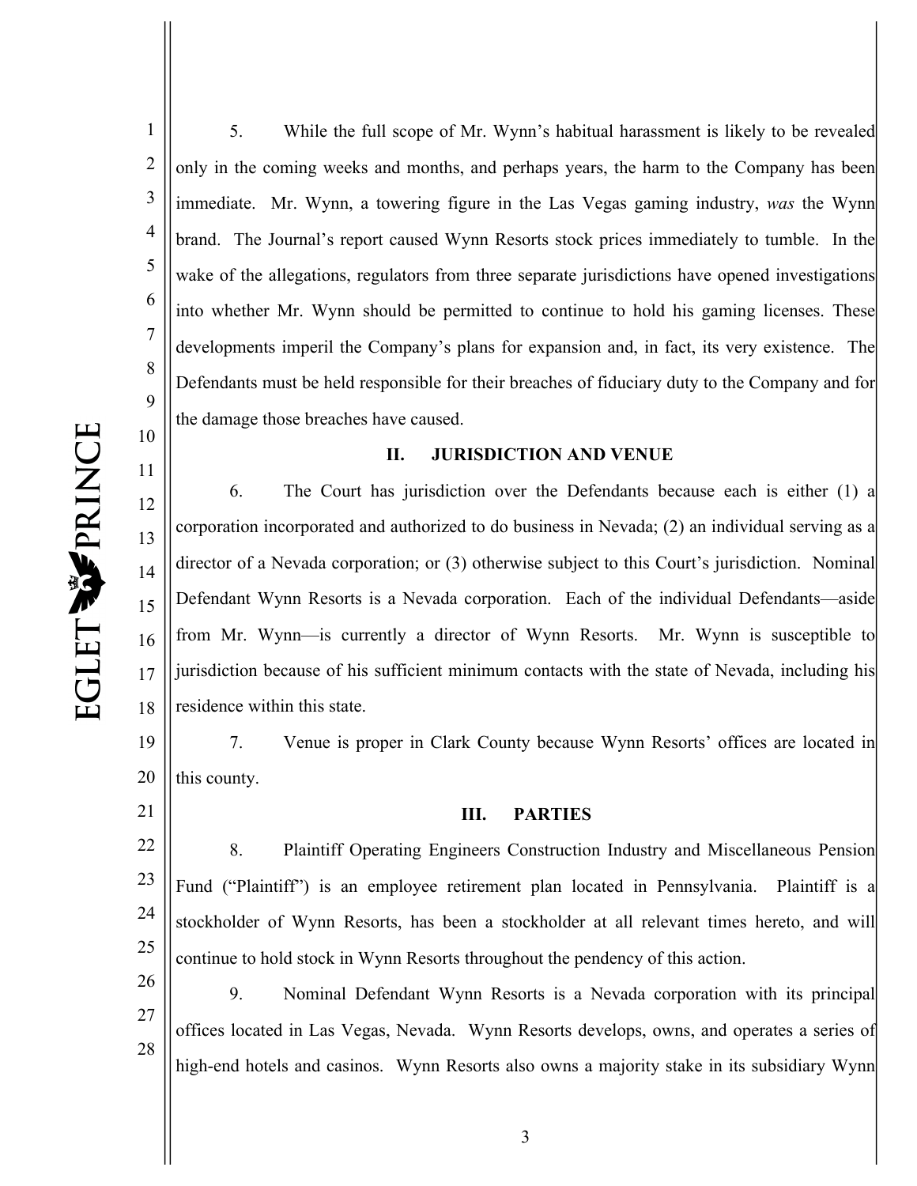5. While the full scope of Mr. Wynn's habitual harassment is likely to be revealed only in the coming weeks and months, and perhaps years, the harm to the Company has been immediate. Mr. Wynn, a towering figure in the Las Vegas gaming industry, *was* the Wynn brand. The Journal's report caused Wynn Resorts stock prices immediately to tumble. In the wake of the allegations, regulators from three separate jurisdictions have opened investigations into whether Mr. Wynn should be permitted to continue to hold his gaming licenses. These developments imperil the Company's plans for expansion and, in fact, its very existence. The Defendants must be held responsible for their breaches of fiduciary duty to the Company and for the damage those breaches have caused.

## II. JURISDICTION AND VENUE

6. The Court has jurisdiction over the Defendants because each is either (1) a corporation incorporated and authorized to do business in Nevada; (2) an individual serving as a director of a Nevada corporation; or (3) otherwise subject to this Court's jurisdiction. Nominal Defendant Wynn Resorts is a Nevada corporation. Each of the individual Defendants—aside from Mr. Wynn—is currently a director of Wynn Resorts. Mr. Wynn is susceptible to jurisdiction because of his sufficient minimum contacts with the state of Nevada, including his residence within this state.

7. Venue is proper in Clark County because Wynn Resorts' offices are located in this county.

## III. PARTIES

8. Plaintiff Operating Engineers Construction Industry and Miscellaneous Pension Fund ("Plaintiff") is an employee retirement plan located in Pennsylvania. Plaintiff is a stockholder of Wynn Resorts, has been a stockholder at all relevant times hereto, and will continue to hold stock in Wynn Resorts throughout the pendency of this action.

9. Nominal Defendant Wynn Resorts is a Nevada corporation with its principal offices located in Las Vegas, Nevada. Wynn Resorts develops, owns, and operates a series of high-end hotels and casinos. Wynn Resorts also owns a majority stake in its subsidiary Wynn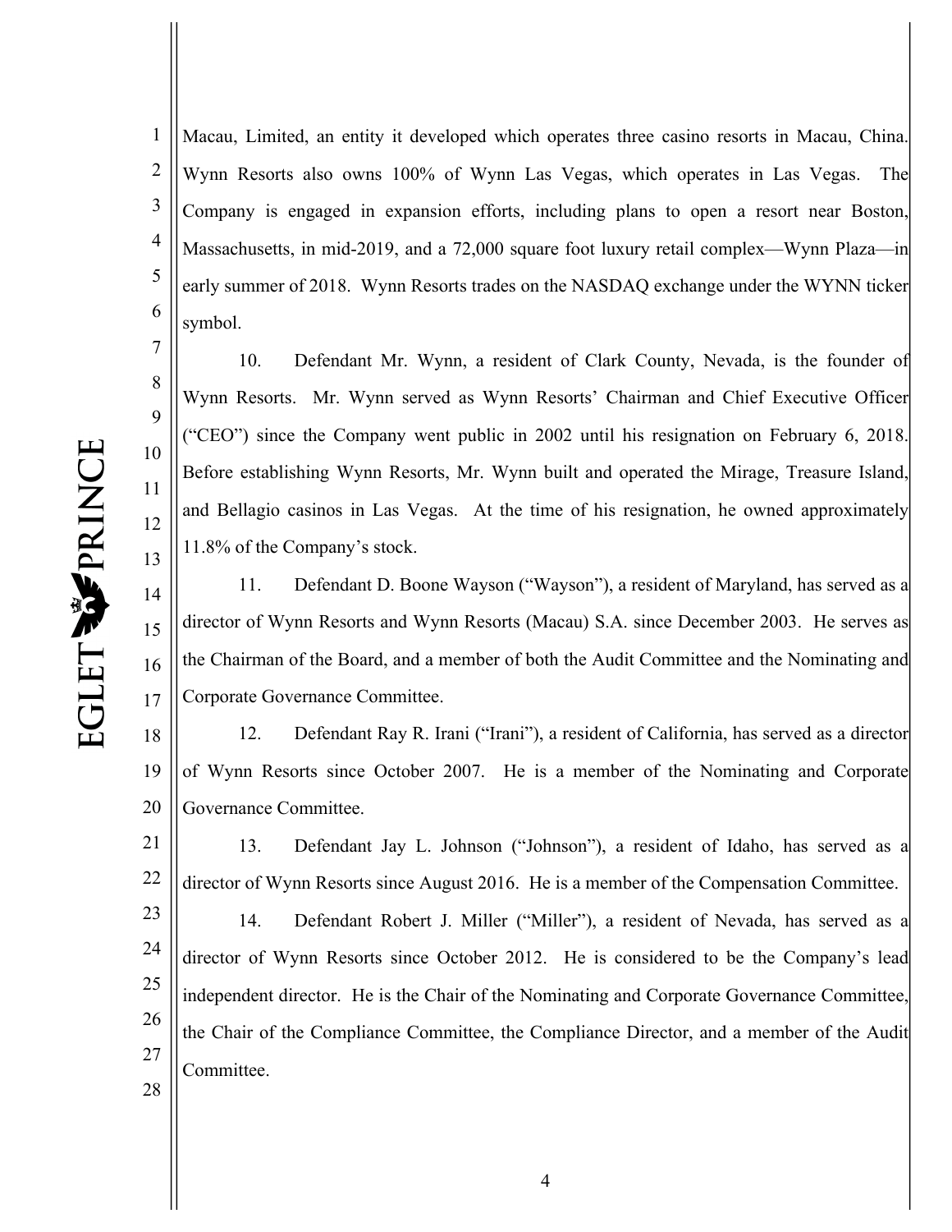Macau, Limited, an entity it developed which operates three casino resorts in Macau, China. Wynn Resorts also owns 100% of Wynn Las Vegas, which operates in Las Vegas. The Company is engaged in expansion efforts, including plans to open a resort near Boston, Massachusetts, in mid-2019, and a 72,000 square foot luxury retail complex—Wynn Plaza—in early summer of 2018. Wynn Resorts trades on the NASDAQ exchange under the WYNN ticker symbol.

10. Defendant Mr. Wynn, a resident of Clark County, Nevada, is the founder of Wynn Resorts. Mr. Wynn served as Wynn Resorts' Chairman and Chief Executive Officer ("CEO") since the Company went public in 2002 until his resignation on February 6, 2018. Before establishing Wynn Resorts, Mr. Wynn built and operated the Mirage, Treasure Island, and Bellagio casinos in Las Vegas. At the time of his resignation, he owned approximately 11.8% of the Company's stock.

11. Defendant D. Boone Wayson ("Wayson"), a resident of Maryland, has served as a director of Wynn Resorts and Wynn Resorts (Macau) S.A. since December 2003. He serves as the Chairman of the Board, and a member of both the Audit Committee and the Nominating and Corporate Governance Committee.

12. Defendant Ray R. Irani ("Irani"), a resident of California, has served as a director of Wynn Resorts since October 2007. He is a member of the Nominating and Corporate Governance Committee.

13. Defendant Jay L. Johnson ("Johnson"), a resident of Idaho, has served as a director of Wynn Resorts since August 2016. He is a member of the Compensation Committee.

14. Defendant Robert J. Miller ("Miller"), a resident of Nevada, has served as a director of Wynn Resorts since October 2012. He is considered to be the Company's lead independent director. He is the Chair of the Nominating and Corporate Governance Committee, the Chair of the Compliance Committee, the Compliance Director, and a member of the Audit Committee.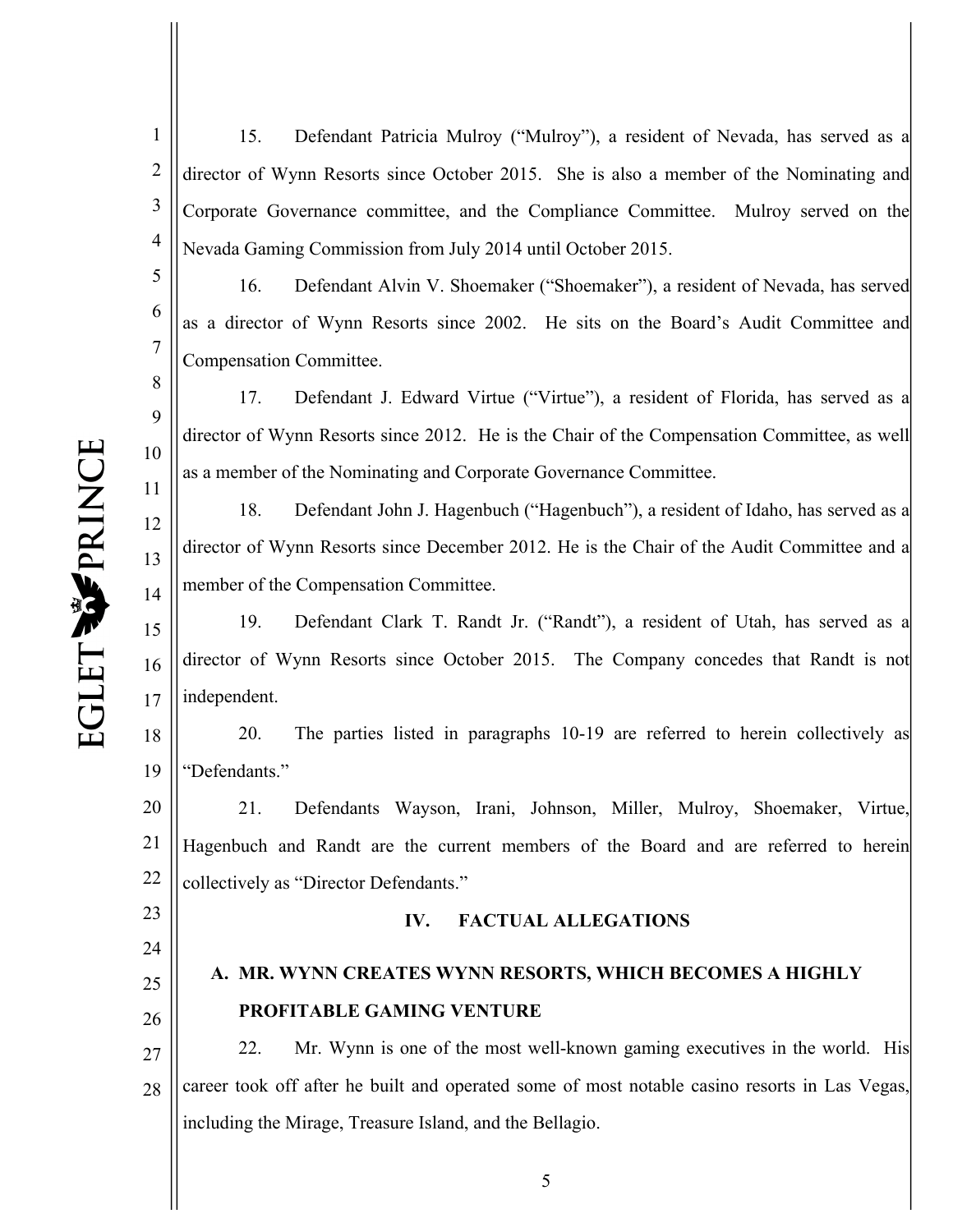15. Defendant Patricia Mulroy ("Mulroy"), a resident of Nevada, has served as a director of Wynn Resorts since October 2015. She is also a member of the Nominating and Corporate Governance committee, and the Compliance Committee. Mulroy served on the Nevada Gaming Commission from July 2014 until October 2015.

16. Defendant Alvin V. Shoemaker ("Shoemaker"), a resident of Nevada, has served as a director of Wynn Resorts since 2002. He sits on the Board's Audit Committee and Compensation Committee.

17. Defendant J. Edward Virtue ("Virtue"), a resident of Florida, has served as a director of Wynn Resorts since 2012. He is the Chair of the Compensation Committee, as well as a member of the Nominating and Corporate Governance Committee.

18. Defendant John J. Hagenbuch ("Hagenbuch"), a resident of Idaho, has served as a director of Wynn Resorts since December 2012. He is the Chair of the Audit Committee and a member of the Compensation Committee.

19. Defendant Clark T. Randt Jr. ("Randt"), a resident of Utah, has served as a director of Wynn Resorts since October 2015. The Company concedes that Randt is not independent.

20. The parties listed in paragraphs 10-19 are referred to herein collectively as "Defendants."

21. Defendants Wayson, Irani, Johnson, Miller, Mulroy, Shoemaker, Virtue, Hagenbuch and Randt are the current members of the Board and are referred to herein collectively as "Director Defendants."

## IV. FACTUAL ALLEGATIONS

### A. MR. WYNN CREATES WYNN RESORTS, WHICH BECOMES A HIGHLY PROFITABLE GAMING VENTURE

22. Mr. Wynn is one of the most well-known gaming executives in the world. His career took off after he built and operated some of most notable casino resorts in Las Vegas, including the Mirage, Treasure Island, and the Bellagio.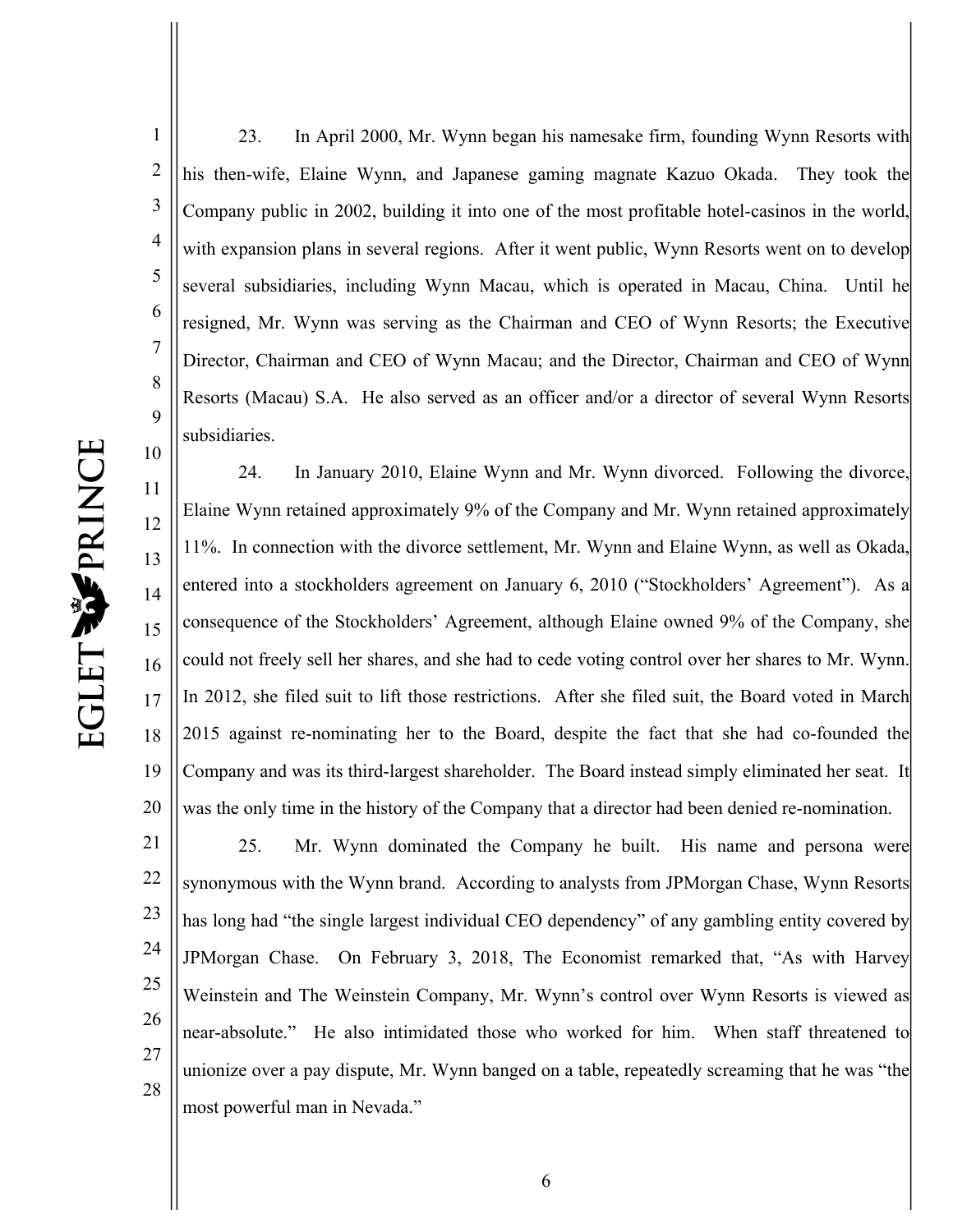23. In April 2000, Mr. Wynn began his namesake firm, founding Wynn Resorts with his then-wife, Elaine Wynn, and Japanese gaming magnate Kazuo Okada. They took the Company public in 2002, building it into one of the most profitable hotel-casinos in the world, with expansion plans in several regions. After it went public, Wynn Resorts went on to develop several subsidiaries, including Wynn Macau, which is operated in Macau, China. Until he resigned, Mr. Wynn was serving as the Chairman and CEO of Wynn Resorts; the Executive Director, Chairman and CEO of Wynn Macau; and the Director, Chairman and CEO of Wynn Resorts (Macau) S.A. He also served as an officer and/or a director of several Wynn Resorts subsidiaries.

24. In January 2010, Elaine Wynn and Mr. Wynn divorced. Following the divorce, Elaine Wynn retained approximately 9% of the Company and Mr. Wynn retained approximately 11%. In connection with the divorce settlement, Mr. Wynn and Elaine Wynn, as well as Okada, entered into a stockholders agreement on January 6, 2010 ("Stockholders' Agreement"). As a consequence of the Stockholders' Agreement, although Elaine owned 9% of the Company, she could not freely sell her shares, and she had to cede voting control over her shares to Mr. Wynn. In 2012, she filed suit to lift those restrictions. After she filed suit, the Board voted in March 2015 against re-nominating her to the Board, despite the fact that she had co-founded the Company and was its third-largest shareholder. The Board instead simply eliminated her seat. It was the only time in the history of the Company that a director had been denied re-nomination.

25. Mr. Wynn dominated the Company he built. His name and persona were synonymous with the Wynn brand. According to analysts from JPMorgan Chase, Wynn Resorts has long had "the single largest individual CEO dependency" of any gambling entity covered by JPMorgan Chase. On February 3, 2018, The Economist remarked that, "As with Harvey Weinstein and The Weinstein Company, Mr. Wynn's control over Wynn Resorts is viewed as near-absolute." He also intimidated those who worked for him. When staff threatened to unionize over a pay dispute, Mr. Wynn banged on a table, repeatedly screaming that he was "the most powerful man in Nevada."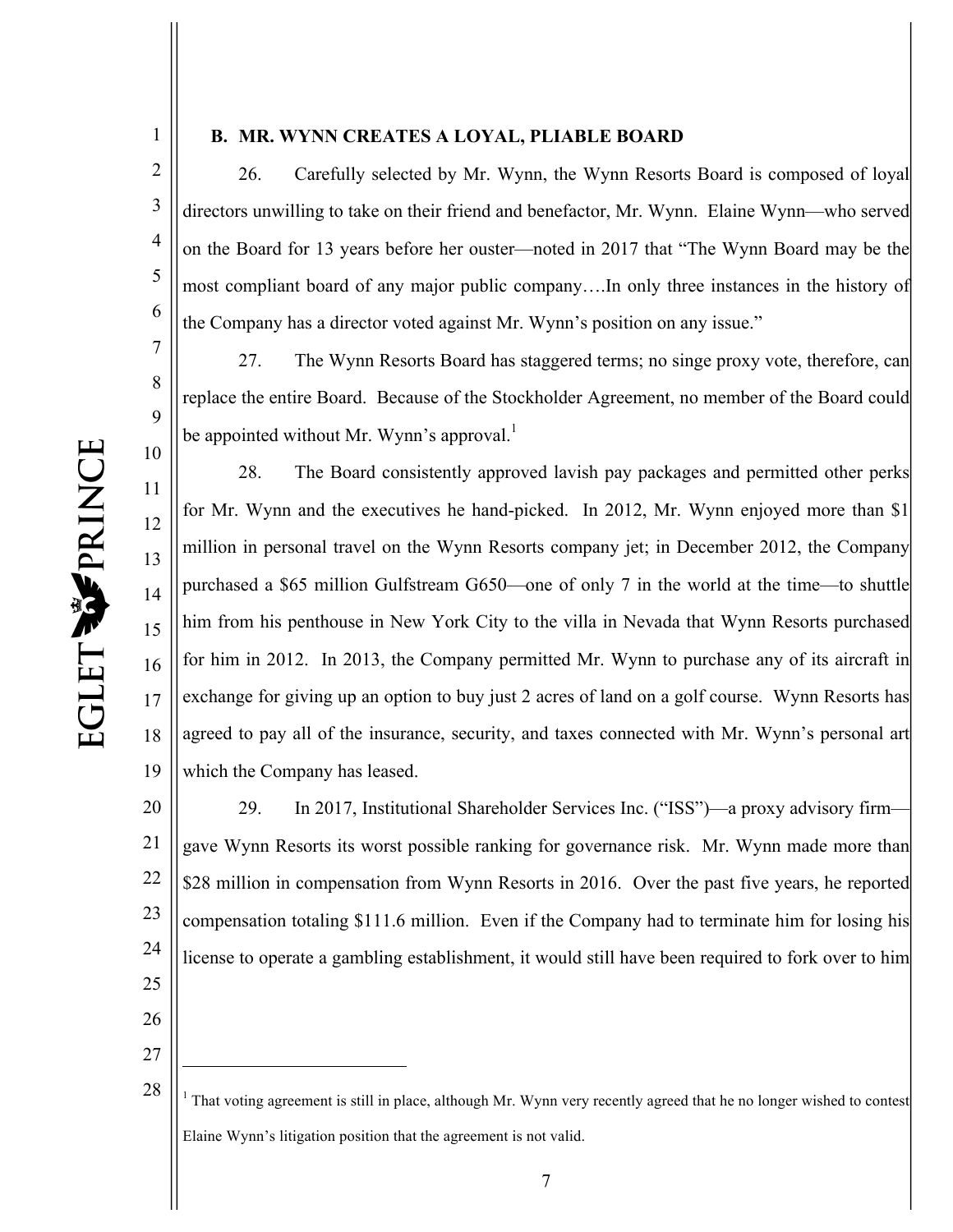### B. MR. WYNN CREATES A LOYAL, PLIABLE BOARD

26. Carefully selected by Mr. Wynn, the Wynn Resorts Board is composed of loyal directors unwilling to take on their friend and benefactor, Mr. Wynn. Elaine Wynn—who served on the Board for 13 years before her ouster—noted in 2017 that "The Wynn Board may be the most compliant board of any major public company….In only three instances in the history of the Company has a director voted against Mr. Wynn's position on any issue."

27. The Wynn Resorts Board has staggered terms; no singe proxy vote, therefore, can replace the entire Board. Because of the Stockholder Agreement, no member of the Board could be appointed without Mr. Wynn's approval.[1]

28. The Board consistently approved lavish pay packages and permitted other perks for Mr. Wynn and the executives he hand-picked. In 2012, Mr. Wynn enjoyed more than $1 million in personal travel on the Wynn Resorts company jet; in December 2012, the Company purchased a $65 million Gulfstream G650—one of only 7 in the world at the time—to shuttle him from his penthouse in New York City to the villa in Nevada that Wynn Resorts purchased for him in 2012. In 2013, the Company permitted Mr. Wynn to purchase any of its aircraft in exchange for giving up an option to buy just 2 acres of land on a golf course. Wynn Resorts has agreed to pay all of the insurance, security, and taxes connected with Mr. Wynn's personal art which the Company has leased.

29. In 2017, Institutional Shareholder Services Inc. ("ISS")—a proxy advisory firm—gave Wynn Resorts its worst possible ranking for governance risk. Mr. Wynn made more than $28 million in compensation from Wynn Resorts in 2016. Over the past five years, he reported compensation totaling $111.6 million. Even if the Company had to terminate him for losing his license to operate a gambling establishment, it would still have been required to fork over to him

---

[1] That voting agreement is still in place, although Mr. Wynn very recently agreed that he no longer wished to contest Elaine Wynn's litigation position that the agreement is not valid.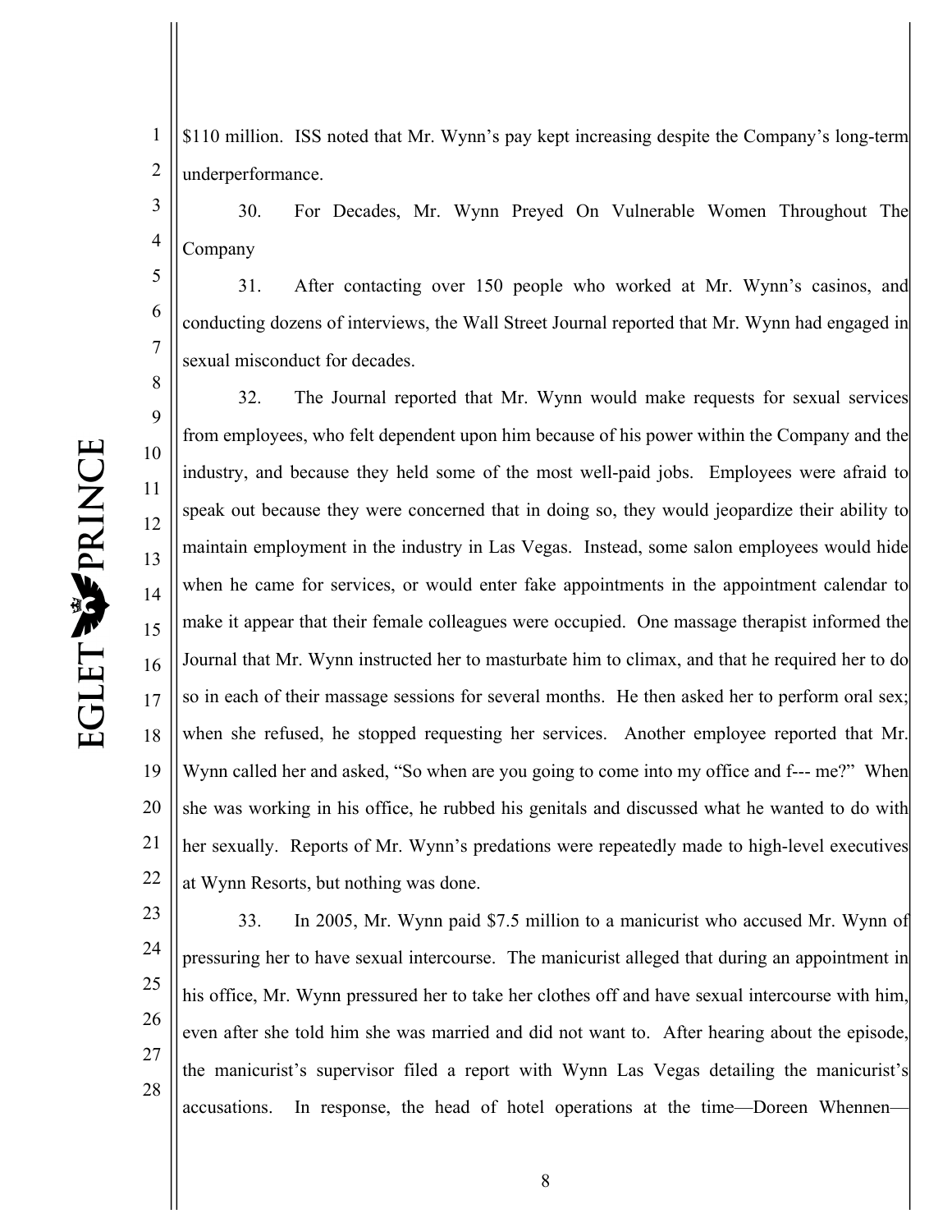$110 million. ISS noted that Mr. Wynn's pay kept increasing despite the Company's long-term underperformance.

30. For Decades, Mr. Wynn Preyed On Vulnerable Women Throughout The Company

31. After contacting over 150 people who worked at Mr. Wynn's casinos, and conducting dozens of interviews, the Wall Street Journal reported that Mr. Wynn had engaged in sexual misconduct for decades.

32. The Journal reported that Mr. Wynn would make requests for sexual services from employees, who felt dependent upon him because of his power within the Company and the industry, and because they held some of the most well-paid jobs. Employees were afraid to speak out because they were concerned that in doing so, they would jeopardize their ability to maintain employment in the industry in Las Vegas. Instead, some salon employees would hide when he came for services, or would enter fake appointments in the appointment calendar to make it appear that their female colleagues were occupied. One massage therapist informed the Journal that Mr. Wynn instructed her to masturbate him to climax, and that he required her to do so in each of their massage sessions for several months. He then asked her to perform oral sex; when she refused, he stopped requesting her services. Another employee reported that Mr. Wynn called her and asked, "So when are you going to come into my office and f--- me?" When she was working in his office, he rubbed his genitals and discussed what he wanted to do with her sexually. Reports of Mr. Wynn's predations were repeatedly made to high-level executives at Wynn Resorts, but nothing was done.

33. In 2005, Mr. Wynn paid $7.5 million to a manicurist who accused Mr. Wynn of pressuring her to have sexual intercourse. The manicurist alleged that during an appointment in his office, Mr. Wynn pressured her to take her clothes off and have sexual intercourse with him, even after she told him she was married and did not want to. After hearing about the episode, the manicurist's supervisor filed a report with Wynn Las Vegas detailing the manicurist's accusations. In response, the head of hotel operations at the time—Doreen Whennen—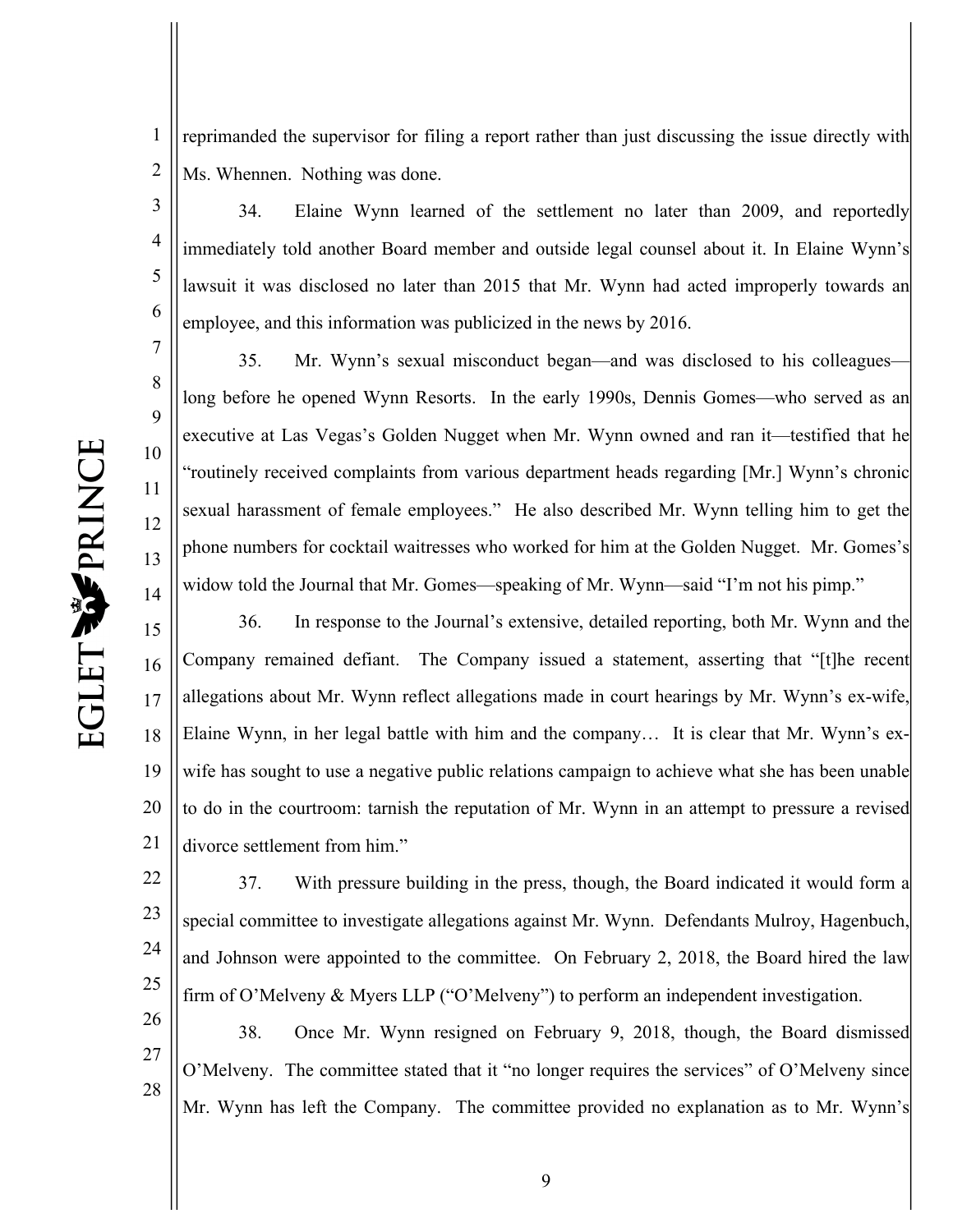reprimanded the supervisor for filing a report rather than just discussing the issue directly with Ms. Whennen. Nothing was done.

34. Elaine Wynn learned of the settlement no later than 2009, and reportedly immediately told another Board member and outside legal counsel about it. In Elaine Wynn's lawsuit it was disclosed no later than 2015 that Mr. Wynn had acted improperly towards an employee, and this information was publicized in the news by 2016.

35. Mr. Wynn's sexual misconduct began—and was disclosed to his colleagues—long before he opened Wynn Resorts. In the early 1990s, Dennis Gomes—who served as an executive at Las Vegas's Golden Nugget when Mr. Wynn owned and ran it—testified that he "routinely received complaints from various department heads regarding [Mr.] Wynn's chronic sexual harassment of female employees." He also described Mr. Wynn telling him to get the phone numbers for cocktail waitresses who worked for him at the Golden Nugget. Mr. Gomes's widow told the Journal that Mr. Gomes—speaking of Mr. Wynn—said "I'm not his pimp."

36. In response to the Journal's extensive, detailed reporting, both Mr. Wynn and the Company remained defiant. The Company issued a statement, asserting that "[t]he recent allegations about Mr. Wynn reflect allegations made in court hearings by Mr. Wynn's ex-wife, Elaine Wynn, in her legal battle with him and the company… It is clear that Mr. Wynn's ex-wife has sought to use a negative public relations campaign to achieve what she has been unable to do in the courtroom: tarnish the reputation of Mr. Wynn in an attempt to pressure a revised divorce settlement from him."

37. With pressure building in the press, though, the Board indicated it would form a special committee to investigate allegations against Mr. Wynn. Defendants Mulroy, Hagenbuch, and Johnson were appointed to the committee. On February 2, 2018, the Board hired the law firm of O'Melveny & Myers LLP ("O'Melveny") to perform an independent investigation.

38. Once Mr. Wynn resigned on February 9, 2018, though, the Board dismissed O'Melveny. The committee stated that it "no longer requires the services" of O'Melveny since Mr. Wynn has left the Company. The committee provided no explanation as to Mr. Wynn's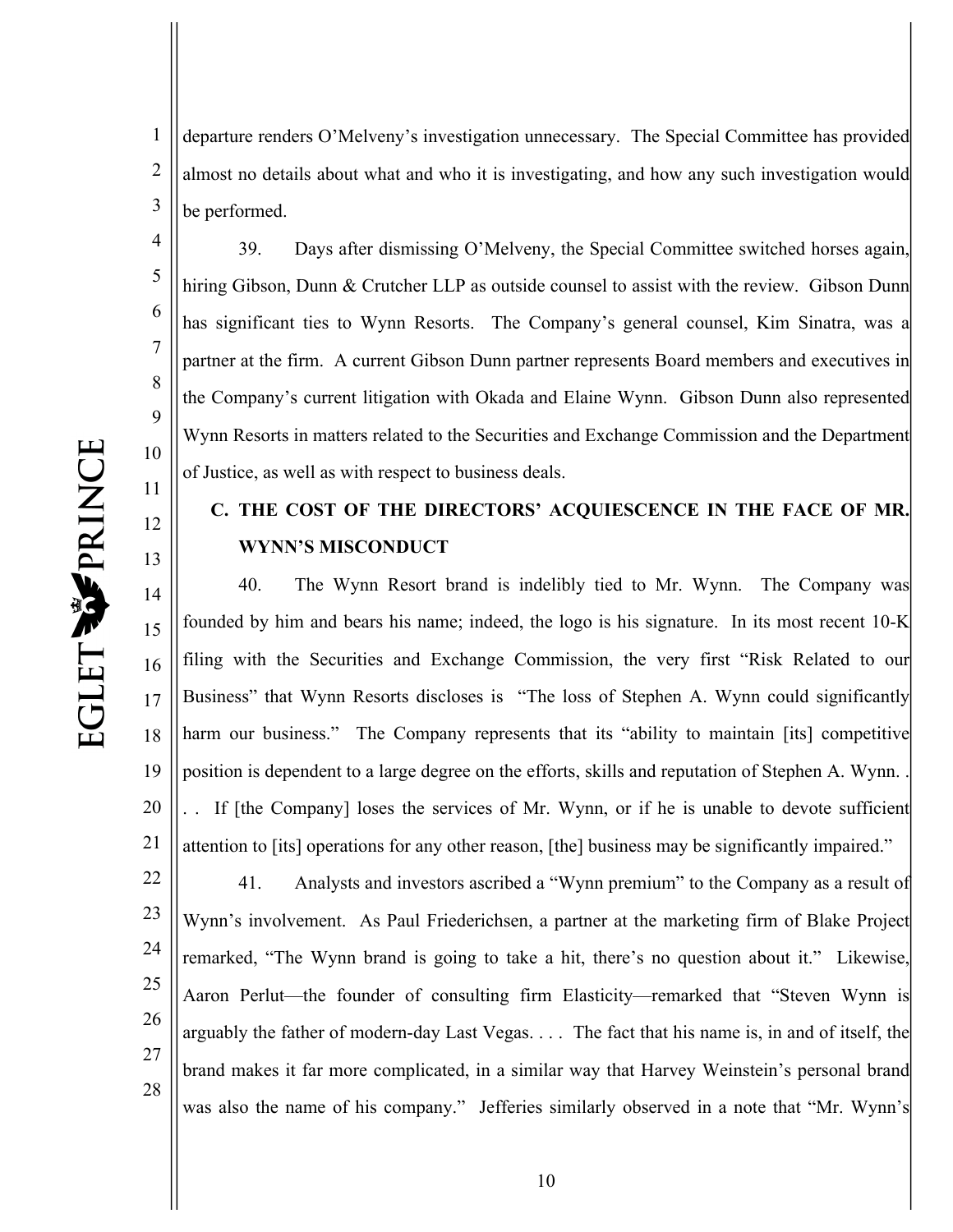departure renders O'Melveny's investigation unnecessary. The Special Committee has provided almost no details about what and who it is investigating, and how any such investigation would be performed.

39. Days after dismissing O'Melveny, the Special Committee switched horses again, hiring Gibson, Dunn & Crutcher LLP as outside counsel to assist with the review. Gibson Dunn has significant ties to Wynn Resorts. The Company's general counsel, Kim Sinatra, was a partner at the firm. A current Gibson Dunn partner represents Board members and executives in the Company's current litigation with Okada and Elaine Wynn. Gibson Dunn also represented Wynn Resorts in matters related to the Securities and Exchange Commission and the Department of Justice, as well as with respect to business deals.

### C. THE COST OF THE DIRECTORS' ACQUIESCENCE IN THE FACE OF MR. WYNN'S MISCONDUCT

40. The Wynn Resort brand is indelibly tied to Mr. Wynn. The Company was founded by him and bears his name; indeed, the logo is his signature. In its most recent 10-K filing with the Securities and Exchange Commission, the very first "Risk Related to our Business" that Wynn Resorts discloses is "The loss of Stephen A. Wynn could significantly harm our business." The Company represents that its "ability to maintain [its] competitive position is dependent to a large degree on the efforts, skills and reputation of Stephen A. Wynn. . . . If [the Company] loses the services of Mr. Wynn, or if he is unable to devote sufficient attention to [its] operations for any other reason, [the] business may be significantly impaired."

41. Analysts and investors ascribed a "Wynn premium" to the Company as a result of Wynn's involvement. As Paul Friederichsen, a partner at the marketing firm of Blake Project remarked, "The Wynn brand is going to take a hit, there's no question about it." Likewise, Aaron Perlut—the founder of consulting firm Elasticity—remarked that "Steven Wynn is arguably the father of modern-day Last Vegas. . . . The fact that his name is, in and of itself, the brand makes it far more complicated, in a similar way that Harvey Weinstein's personal brand was also the name of his company." Jefferies similarly observed in a note that "Mr. Wynn's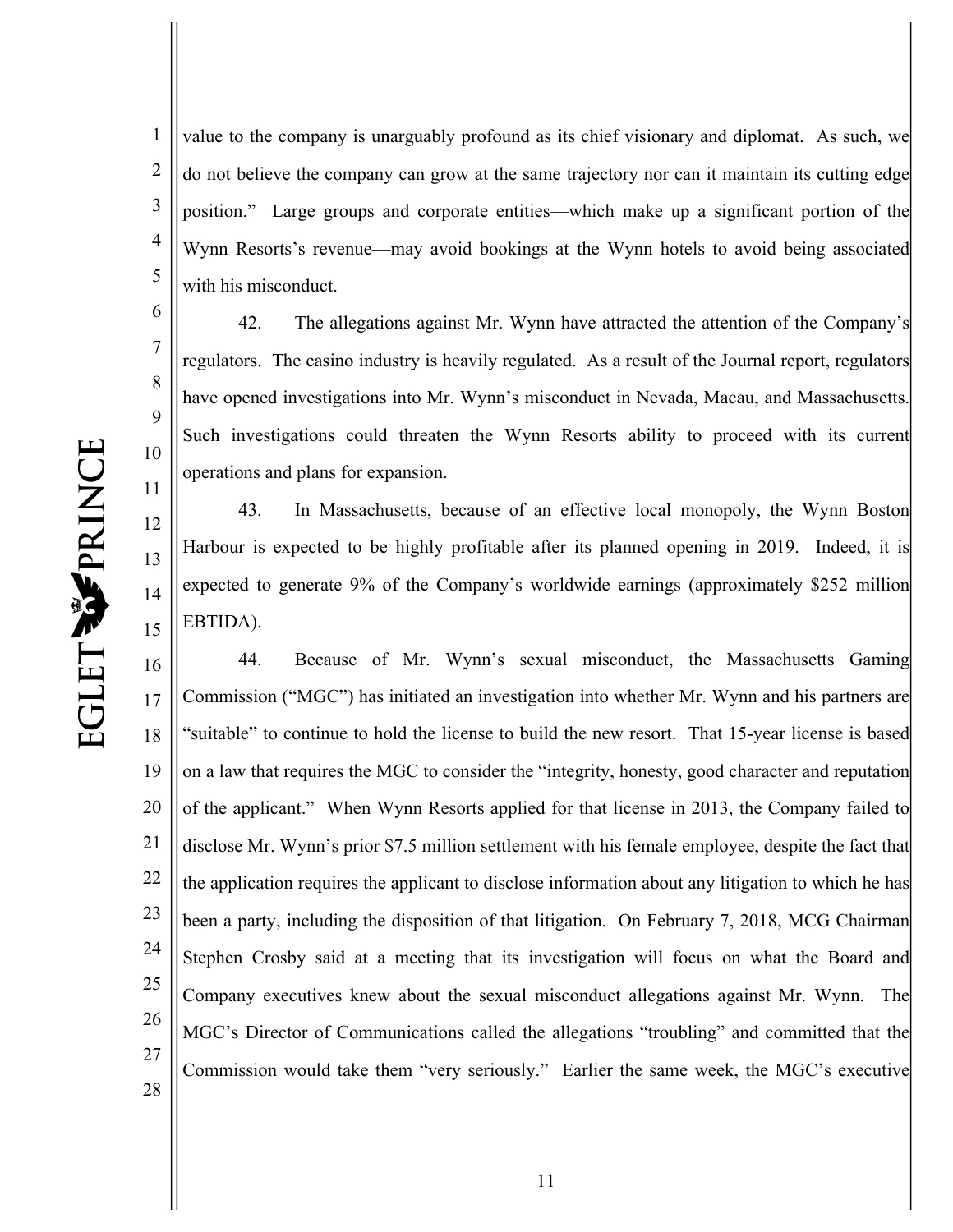value to the company is unarguably profound as its chief visionary and diplomat. As such, we do not believe the company can grow at the same trajectory nor can it maintain its cutting edge position." Large groups and corporate entities—which make up a significant portion of the Wynn Resorts's revenue—may avoid bookings at the Wynn hotels to avoid being associated with his misconduct.

42. The allegations against Mr. Wynn have attracted the attention of the Company's regulators. The casino industry is heavily regulated. As a result of the Journal report, regulators have opened investigations into Mr. Wynn's misconduct in Nevada, Macau, and Massachusetts. Such investigations could threaten the Wynn Resorts ability to proceed with its current operations and plans for expansion.

43. In Massachusetts, because of an effective local monopoly, the Wynn Boston Harbour is expected to be highly profitable after its planned opening in 2019. Indeed, it is expected to generate 9% of the Company's worldwide earnings (approximately $252 million EBTIDA).

44. Because of Mr. Wynn's sexual misconduct, the Massachusetts Gaming Commission ("MGC") has initiated an investigation into whether Mr. Wynn and his partners are "suitable" to continue to hold the license to build the new resort. That 15-year license is based on a law that requires the MGC to consider the "integrity, honesty, good character and reputation of the applicant." When Wynn Resorts applied for that license in 2013, the Company failed to disclose Mr. Wynn's prior $7.5 million settlement with his female employee, despite the fact that the application requires the applicant to disclose information about any litigation to which he has been a party, including the disposition of that litigation. On February 7, 2018, MCG Chairman Stephen Crosby said at a meeting that its investigation will focus on what the Board and Company executives knew about the sexual misconduct allegations against Mr. Wynn. The MGC's Director of Communications called the allegations "troubling" and committed that the Commission would take them "very seriously." Earlier the same week, the MGC's executive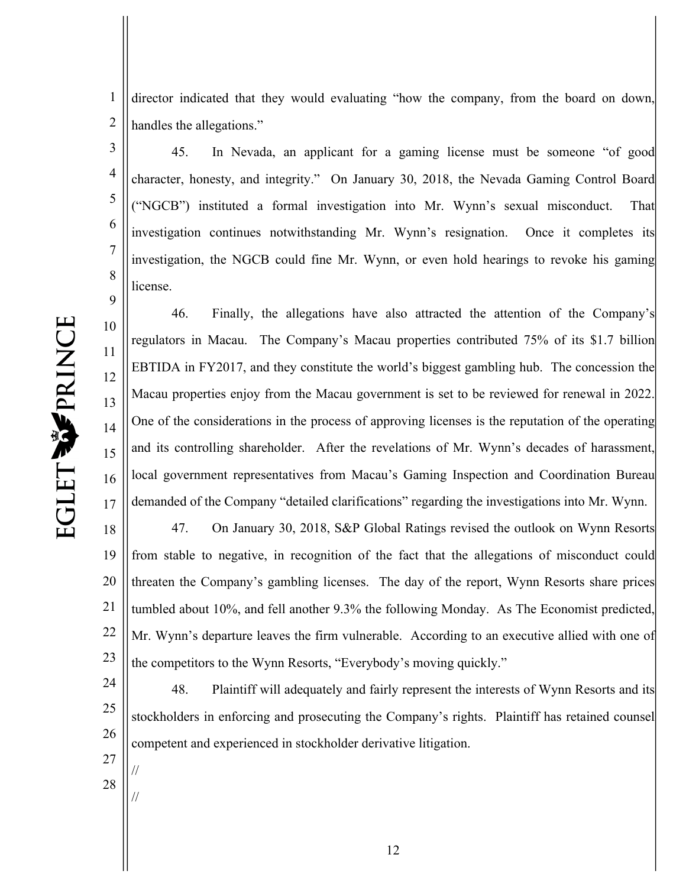director indicated that they would evaluating "how the company, from the board on down, handles the allegations."

45. In Nevada, an applicant for a gaming license must be someone "of good character, honesty, and integrity." On January 30, 2018, the Nevada Gaming Control Board ("NGCB") instituted a formal investigation into Mr. Wynn's sexual misconduct. That investigation continues notwithstanding Mr. Wynn's resignation. Once it completes its investigation, the NGCB could fine Mr. Wynn, or even hold hearings to revoke his gaming license.

46. Finally, the allegations have also attracted the attention of the Company's regulators in Macau. The Company's Macau properties contributed 75% of its $1.7 billion EBTIDA in FY2017, and they constitute the world's biggest gambling hub. The concession the Macau properties enjoy from the Macau government is set to be reviewed for renewal in 2022. One of the considerations in the process of approving licenses is the reputation of the operating and its controlling shareholder. After the revelations of Mr. Wynn's decades of harassment, local government representatives from Macau's Gaming Inspection and Coordination Bureau demanded of the Company "detailed clarifications" regarding the investigations into Mr. Wynn.

47. On January 30, 2018, S&P Global Ratings revised the outlook on Wynn Resorts from stable to negative, in recognition of the fact that the allegations of misconduct could threaten the Company's gambling licenses. The day of the report, Wynn Resorts share prices tumbled about 10%, and fell another 9.3% the following Monday. As The Economist predicted, Mr. Wynn's departure leaves the firm vulnerable. According to an executive allied with one of the competitors to the Wynn Resorts, "Everybody's moving quickly."

48. Plaintiff will adequately and fairly represent the interests of Wynn Resorts and its stockholders in enforcing and prosecuting the Company's rights. Plaintiff has retained counsel competent and experienced in stockholder derivative litigation.

//

//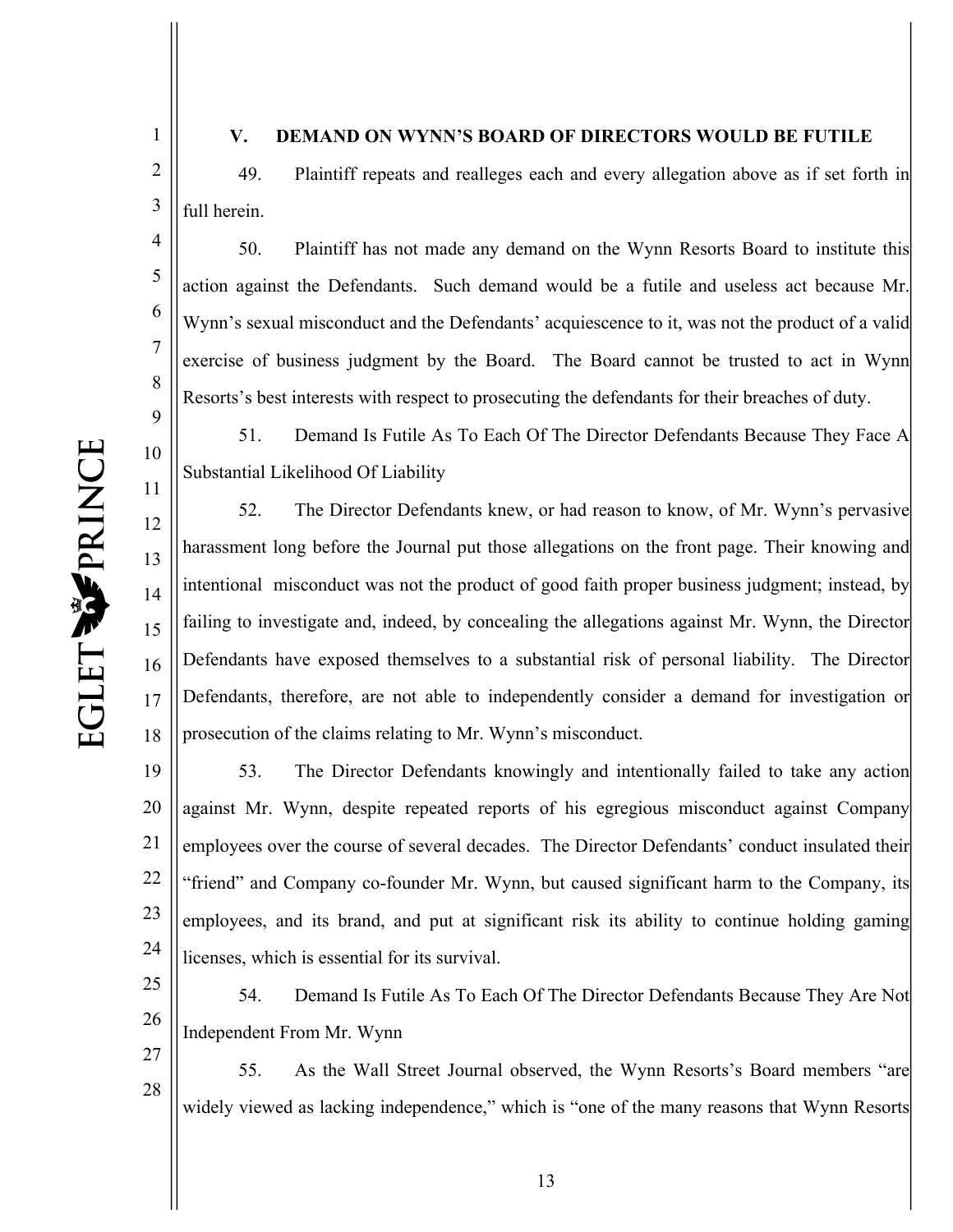## V. DEMAND ON WYNN'S BOARD OF DIRECTORS WOULD BE FUTILE

49. Plaintiff repeats and realleges each and every allegation above as if set forth in full herein.

50. Plaintiff has not made any demand on the Wynn Resorts Board to institute this action against the Defendants. Such demand would be a futile and useless act because Mr. Wynn's sexual misconduct and the Defendants' acquiescence to it, was not the product of a valid exercise of business judgment by the Board. The Board cannot be trusted to act in Wynn Resorts's best interests with respect to prosecuting the defendants for their breaches of duty.

51. Demand Is Futile As To Each Of The Director Defendants Because They Face A Substantial Likelihood Of Liability

52. The Director Defendants knew, or had reason to know, of Mr. Wynn's pervasive harassment long before the Journal put those allegations on the front page. Their knowing and intentional misconduct was not the product of good faith proper business judgment; instead, by failing to investigate and, indeed, by concealing the allegations against Mr. Wynn, the Director Defendants have exposed themselves to a substantial risk of personal liability. The Director Defendants, therefore, are not able to independently consider a demand for investigation or prosecution of the claims relating to Mr. Wynn's misconduct.

53. The Director Defendants knowingly and intentionally failed to take any action against Mr. Wynn, despite repeated reports of his egregious misconduct against Company employees over the course of several decades. The Director Defendants' conduct insulated their "friend" and Company co-founder Mr. Wynn, but caused significant harm to the Company, its employees, and its brand, and put at significant risk its ability to continue holding gaming licenses, which is essential for its survival.

54. Demand Is Futile As To Each Of The Director Defendants Because They Are Not Independent From Mr. Wynn

55. As the Wall Street Journal observed, the Wynn Resorts's Board members "are widely viewed as lacking independence," which is "one of the many reasons that Wynn Resorts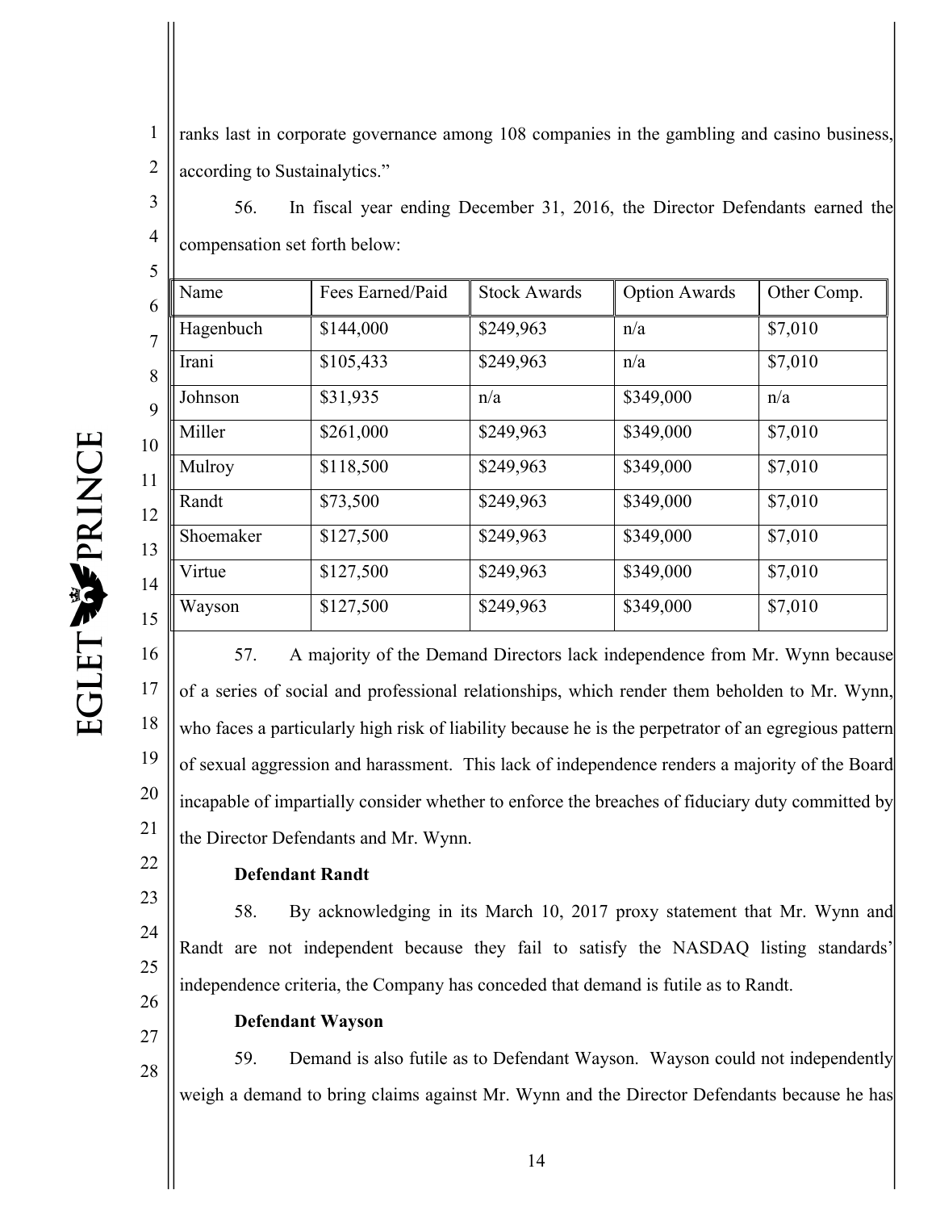ranks last in corporate governance among 108 companies in the gambling and casino business, according to Sustainalytics."

56. In fiscal year ending December 31, 2016, the Director Defendants earned the compensation set forth below:

| Name | Fees Earned/Paid | Stock Awards | Option Awards | Other Comp. |
|---|---|---|---|---|
| Hagenbuch | $144,000 | $249,963 | n/a | $7,010 |
| Irani | $105,433 | $249,963 | n/a | $7,010 |
| Johnson | $31,935 | n/a | $349,000 | n/a |
| Miller | $261,000 | $249,963 | $349,000 | $7,010 |
| Mulroy | $118,500 | $249,963 | $349,000 | $7,010 |
| Randt | $73,500 | $249,963 | $349,000 | $7,010 |
| Shoemaker | $127,500 | $249,963 | $349,000 | $7,010 |
| Virtue | $127,500 | $249,963 | $349,000 | $7,010 |
| Wayson | $127,500 | $249,963 | $349,000 | $7,010 |

57. A majority of the Demand Directors lack independence from Mr. Wynn because of a series of social and professional relationships, which render them beholden to Mr. Wynn, who faces a particularly high risk of liability because he is the perpetrator of an egregious pattern of sexual aggression and harassment. This lack of independence renders a majority of the Board incapable of impartially consider whether to enforce the breaches of fiduciary duty committed by the Director Defendants and Mr. Wynn.

**Defendant Randt**

58. By acknowledging in its March 10, 2017 proxy statement that Mr. Wynn and Randt are not independent because they fail to satisfy the NASDAQ listing standards' independence criteria, the Company has conceded that demand is futile as to Randt.

**Defendant Wayson**

59. Demand is also futile as to Defendant Wayson. Wayson could not independently weigh a demand to bring claims against Mr. Wynn and the Director Defendants because he has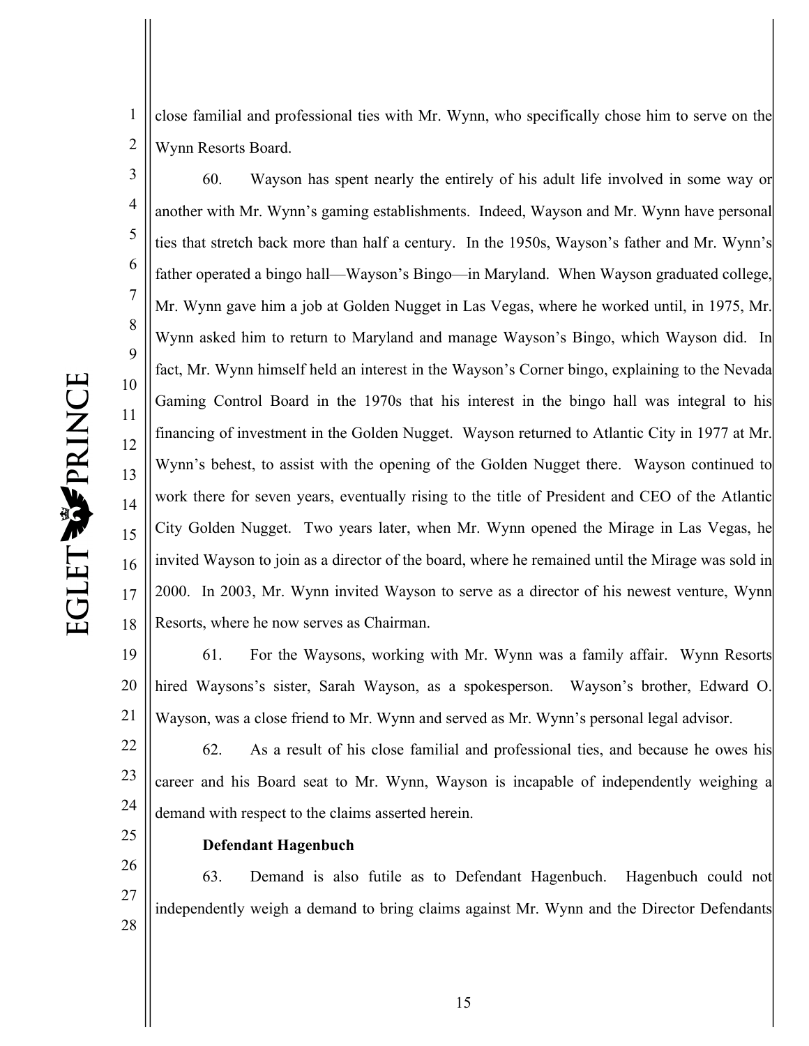close familial and professional ties with Mr. Wynn, who specifically chose him to serve on the Wynn Resorts Board.

60. Wayson has spent nearly the entirely of his adult life involved in some way or another with Mr. Wynn's gaming establishments. Indeed, Wayson and Mr. Wynn have personal ties that stretch back more than half a century. In the 1950s, Wayson's father and Mr. Wynn's father operated a bingo hall—Wayson's Bingo—in Maryland. When Wayson graduated college, Mr. Wynn gave him a job at Golden Nugget in Las Vegas, where he worked until, in 1975, Mr. Wynn asked him to return to Maryland and manage Wayson's Bingo, which Wayson did. In fact, Mr. Wynn himself held an interest in the Wayson's Corner bingo, explaining to the Nevada Gaming Control Board in the 1970s that his interest in the bingo hall was integral to his financing of investment in the Golden Nugget. Wayson returned to Atlantic City in 1977 at Mr. Wynn's behest, to assist with the opening of the Golden Nugget there. Wayson continued to work there for seven years, eventually rising to the title of President and CEO of the Atlantic City Golden Nugget. Two years later, when Mr. Wynn opened the Mirage in Las Vegas, he invited Wayson to join as a director of the board, where he remained until the Mirage was sold in 2000. In 2003, Mr. Wynn invited Wayson to serve as a director of his newest venture, Wynn Resorts, where he now serves as Chairman.

61. For the Waysons, working with Mr. Wynn was a family affair. Wynn Resorts hired Waysons's sister, Sarah Wayson, as a spokesperson. Wayson's brother, Edward O. Wayson, was a close friend to Mr. Wynn and served as Mr. Wynn's personal legal advisor.

62. As a result of his close familial and professional ties, and because he owes his career and his Board seat to Mr. Wynn, Wayson is incapable of independently weighing a demand with respect to the claims asserted herein.

**Defendant Hagenbuch**

63. Demand is also futile as to Defendant Hagenbuch. Hagenbuch could not independently weigh a demand to bring claims against Mr. Wynn and the Director Defendants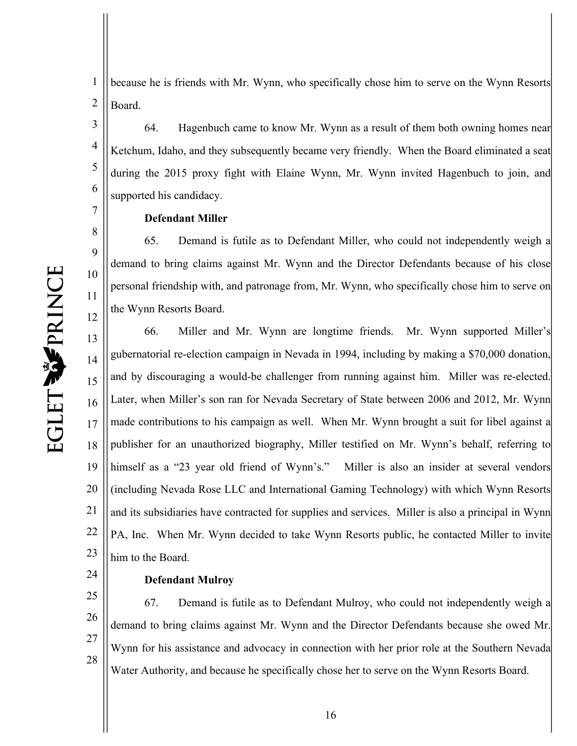because he is friends with Mr. Wynn, who specifically chose him to serve on the Wynn Resorts Board.

64. Hagenbuch came to know Mr. Wynn as a result of them both owning homes near Ketchum, Idaho, and they subsequently became very friendly. When the Board eliminated a seat during the 2015 proxy fight with Elaine Wynn, Mr. Wynn invited Hagenbuch to join, and supported his candidacy.

**Defendant Miller**

65. Demand is futile as to Defendant Miller, who could not independently weigh a demand to bring claims against Mr. Wynn and the Director Defendants because of his close personal friendship with, and patronage from, Mr. Wynn, who specifically chose him to serve on the Wynn Resorts Board.

66. Miller and Mr. Wynn are longtime friends. Mr. Wynn supported Miller's gubernatorial re-election campaign in Nevada in 1994, including by making a $70,000 donation, and by discouraging a would-be challenger from running against him. Miller was re-elected. Later, when Miller's son ran for Nevada Secretary of State between 2006 and 2012, Mr. Wynn made contributions to his campaign as well. When Mr. Wynn brought a suit for libel against a publisher for an unauthorized biography, Miller testified on Mr. Wynn's behalf, referring to himself as a "23 year old friend of Wynn's." Miller is also an insider at several vendors (including Nevada Rose LLC and International Gaming Technology) with which Wynn Resorts and its subsidiaries have contracted for supplies and services. Miller is also a principal in Wynn PA, Inc. When Mr. Wynn decided to take Wynn Resorts public, he contacted Miller to invite him to the Board.

**Defendant Mulroy**

67. Demand is futile as to Defendant Mulroy, who could not independently weigh a demand to bring claims against Mr. Wynn and the Director Defendants because she owed Mr. Wynn for his assistance and advocacy in connection with her prior role at the Southern Nevada Water Authority, and because he specifically chose her to serve on the Wynn Resorts Board.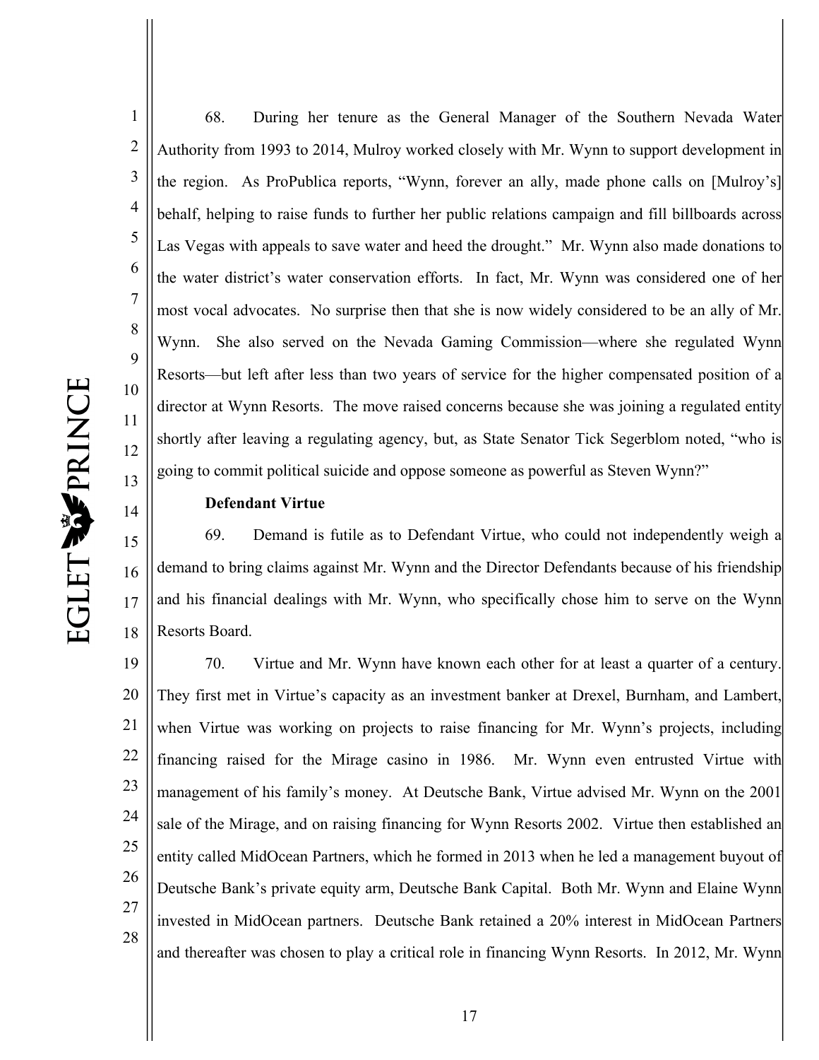68. During her tenure as the General Manager of the Southern Nevada Water Authority from 1993 to 2014, Mulroy worked closely with Mr. Wynn to support development in the region. As ProPublica reports, "Wynn, forever an ally, made phone calls on [Mulroy's] behalf, helping to raise funds to further her public relations campaign and fill billboards across Las Vegas with appeals to save water and heed the drought." Mr. Wynn also made donations to the water district's water conservation efforts. In fact, Mr. Wynn was considered one of her most vocal advocates. No surprise then that she is now widely considered to be an ally of Mr. Wynn. She also served on the Nevada Gaming Commission—where she regulated Wynn Resorts—but left after less than two years of service for the higher compensated position of a director at Wynn Resorts. The move raised concerns because she was joining a regulated entity shortly after leaving a regulating agency, but, as State Senator Tick Segerblom noted, "who is going to commit political suicide and oppose someone as powerful as Steven Wynn?"

**Defendant Virtue**

69. Demand is futile as to Defendant Virtue, who could not independently weigh a demand to bring claims against Mr. Wynn and the Director Defendants because of his friendship and his financial dealings with Mr. Wynn, who specifically chose him to serve on the Wynn Resorts Board.

70. Virtue and Mr. Wynn have known each other for at least a quarter of a century. They first met in Virtue's capacity as an investment banker at Drexel, Burnham, and Lambert, when Virtue was working on projects to raise financing for Mr. Wynn's projects, including financing raised for the Mirage casino in 1986. Mr. Wynn even entrusted Virtue with management of his family's money. At Deutsche Bank, Virtue advised Mr. Wynn on the 2001 sale of the Mirage, and on raising financing for Wynn Resorts 2002. Virtue then established an entity called MidOcean Partners, which he formed in 2013 when he led a management buyout of Deutsche Bank's private equity arm, Deutsche Bank Capital. Both Mr. Wynn and Elaine Wynn invested in MidOcean partners. Deutsche Bank retained a 20% interest in MidOcean Partners and thereafter was chosen to play a critical role in financing Wynn Resorts. In 2012, Mr. Wynn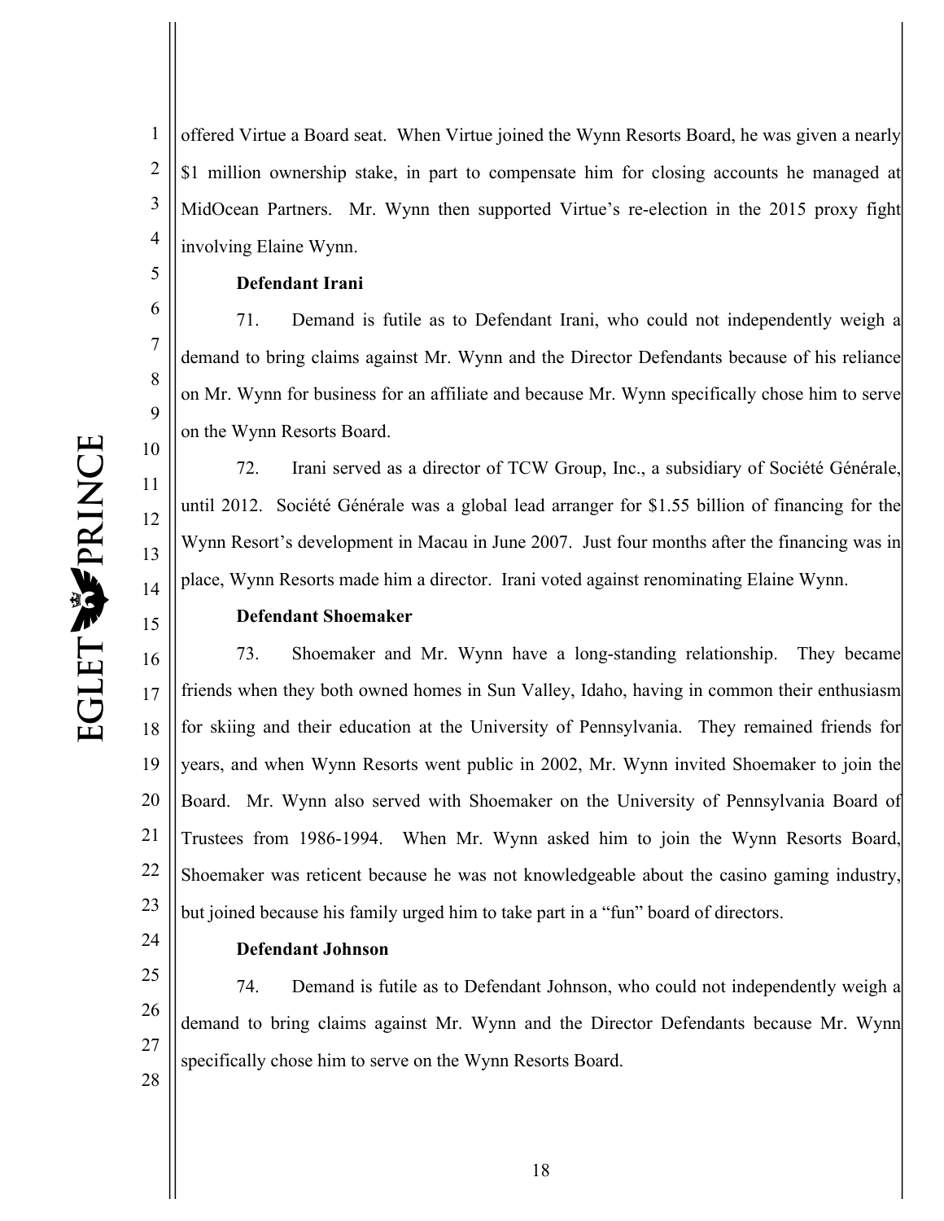offered Virtue a Board seat. When Virtue joined the Wynn Resorts Board, he was given a nearly $1 million ownership stake, in part to compensate him for closing accounts he managed at MidOcean Partners. Mr. Wynn then supported Virtue's re-election in the 2015 proxy fight involving Elaine Wynn.

**Defendant Irani**

71. Demand is futile as to Defendant Irani, who could not independently weigh a demand to bring claims against Mr. Wynn and the Director Defendants because of his reliance on Mr. Wynn for business for an affiliate and because Mr. Wynn specifically chose him to serve on the Wynn Resorts Board.

72. Irani served as a director of TCW Group, Inc., a subsidiary of Société Générale, until 2012. Société Générale was a global lead arranger for $1.55 billion of financing for the Wynn Resort's development in Macau in June 2007. Just four months after the financing was in place, Wynn Resorts made him a director. Irani voted against renominating Elaine Wynn.

**Defendant Shoemaker**

73. Shoemaker and Mr. Wynn have a long-standing relationship. They became friends when they both owned homes in Sun Valley, Idaho, having in common their enthusiasm for skiing and their education at the University of Pennsylvania. They remained friends for years, and when Wynn Resorts went public in 2002, Mr. Wynn invited Shoemaker to join the Board. Mr. Wynn also served with Shoemaker on the University of Pennsylvania Board of Trustees from 1986-1994. When Mr. Wynn asked him to join the Wynn Resorts Board, Shoemaker was reticent because he was not knowledgeable about the casino gaming industry, but joined because his family urged him to take part in a "fun" board of directors.

**Defendant Johnson**

74. Demand is futile as to Defendant Johnson, who could not independently weigh a demand to bring claims against Mr. Wynn and the Director Defendants because Mr. Wynn specifically chose him to serve on the Wynn Resorts Board.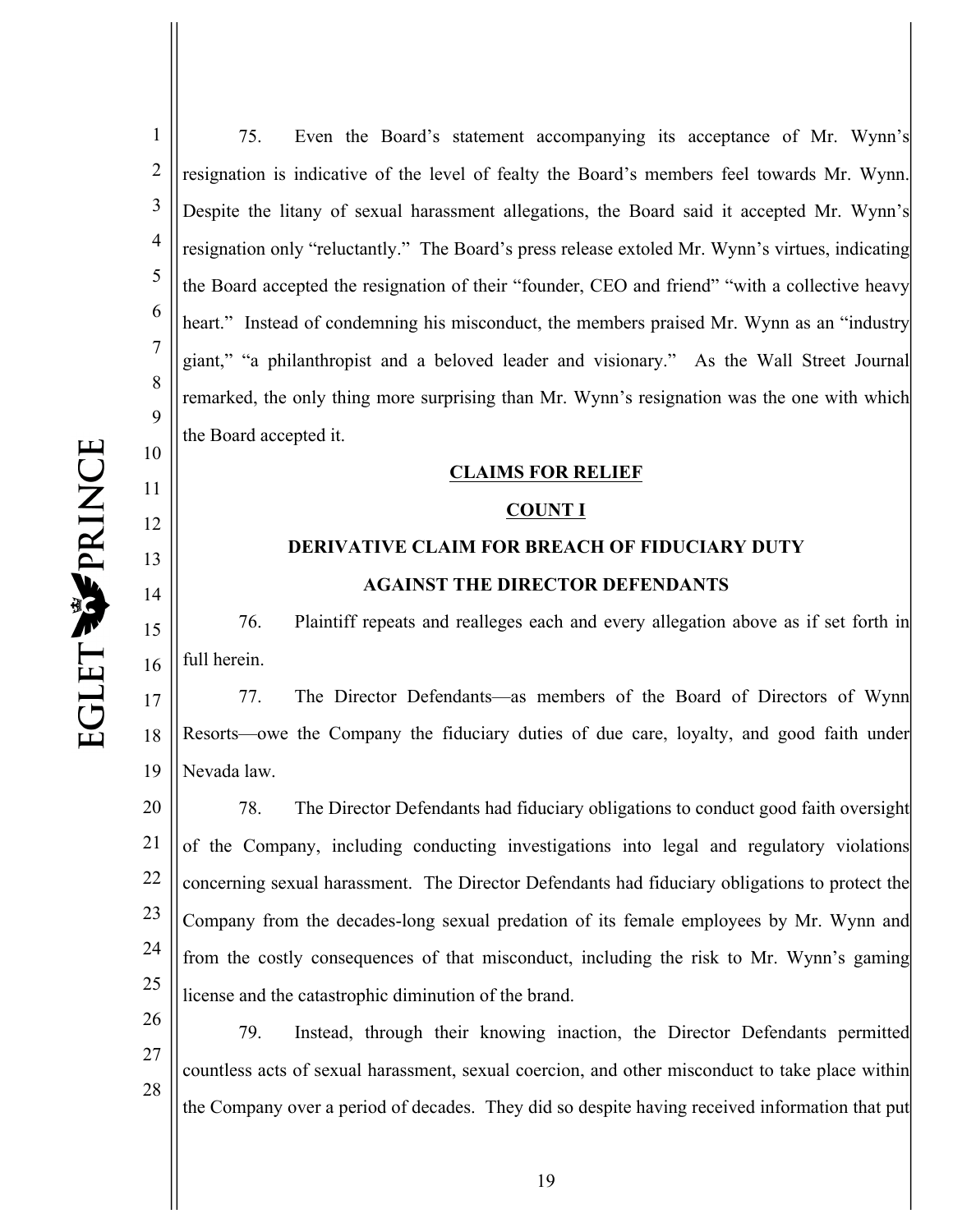75. Even the Board's statement accompanying its acceptance of Mr. Wynn's resignation is indicative of the level of fealty the Board's members feel towards Mr. Wynn. Despite the litany of sexual harassment allegations, the Board said it accepted Mr. Wynn's resignation only "reluctantly." The Board's press release extoled Mr. Wynn's virtues, indicating the Board accepted the resignation of their "founder, CEO and friend" "with a collective heavy heart." Instead of condemning his misconduct, the members praised Mr. Wynn as an "industry giant," "a philanthropist and a beloved leader and visionary." As the Wall Street Journal remarked, the only thing more surprising than Mr. Wynn's resignation was the one with which the Board accepted it.

## CLAIMS FOR RELIEF

## COUNT I

## DERIVATIVE CLAIM FOR BREACH OF FIDUCIARY DUTY AGAINST THE DIRECTOR DEFENDANTS

76. Plaintiff repeats and realleges each and every allegation above as if set forth in full herein.

77. The Director Defendants—as members of the Board of Directors of Wynn Resorts—owe the Company the fiduciary duties of due care, loyalty, and good faith under Nevada law.

78. The Director Defendants had fiduciary obligations to conduct good faith oversight of the Company, including conducting investigations into legal and regulatory violations concerning sexual harassment. The Director Defendants had fiduciary obligations to protect the Company from the decades-long sexual predation of its female employees by Mr. Wynn and from the costly consequences of that misconduct, including the risk to Mr. Wynn's gaming license and the catastrophic diminution of the brand.

79. Instead, through their knowing inaction, the Director Defendants permitted countless acts of sexual harassment, sexual coercion, and other misconduct to take place within the Company over a period of decades. They did so despite having received information that put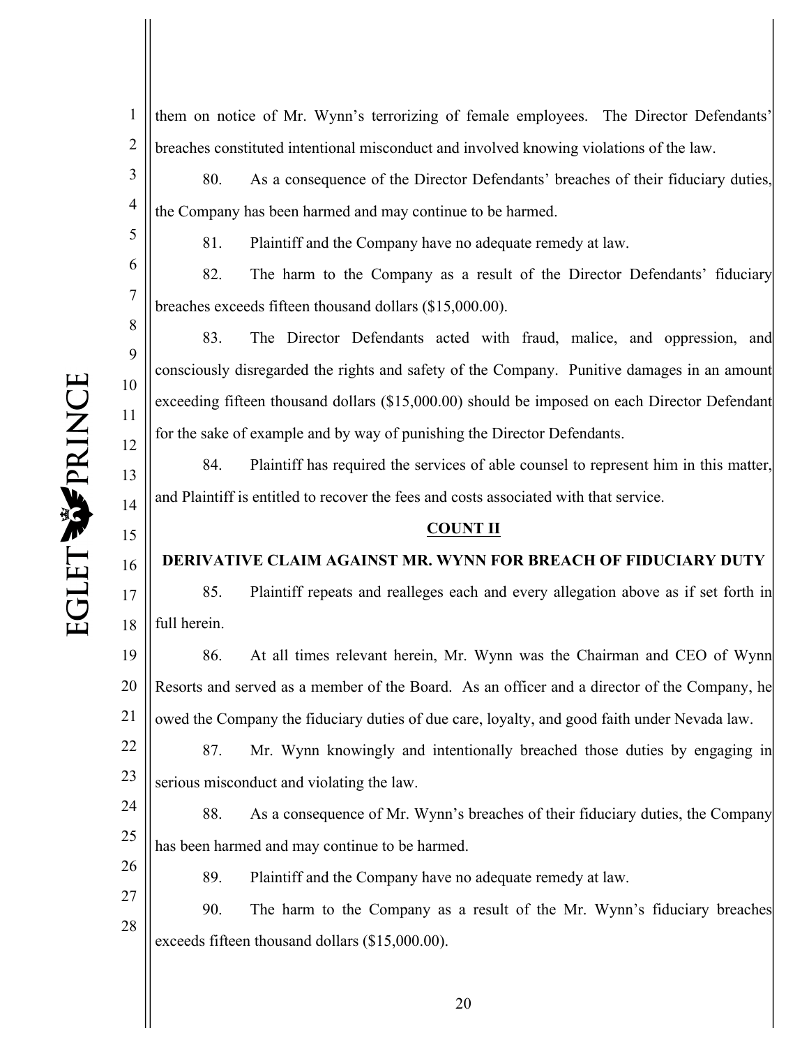them on notice of Mr. Wynn's terrorizing of female employees. The Director Defendants' breaches constituted intentional misconduct and involved knowing violations of the law.

80. As a consequence of the Director Defendants' breaches of their fiduciary duties, the Company has been harmed and may continue to be harmed.

81. Plaintiff and the Company have no adequate remedy at law.

82. The harm to the Company as a result of the Director Defendants' fiduciary breaches exceeds fifteen thousand dollars ($15,000.00).

83. The Director Defendants acted with fraud, malice, and oppression, and consciously disregarded the rights and safety of the Company. Punitive damages in an amount exceeding fifteen thousand dollars ($15,000.00) should be imposed on each Director Defendant for the sake of example and by way of punishing the Director Defendants.

84. Plaintiff has required the services of able counsel to represent him in this matter, and Plaintiff is entitled to recover the fees and costs associated with that service.

## COUNT II

## DERIVATIVE CLAIM AGAINST MR. WYNN FOR BREACH OF FIDUCIARY DUTY

85. Plaintiff repeats and realleges each and every allegation above as if set forth in full herein.

86. At all times relevant herein, Mr. Wynn was the Chairman and CEO of Wynn Resorts and served as a member of the Board. As an officer and a director of the Company, he owed the Company the fiduciary duties of due care, loyalty, and good faith under Nevada law.

87. Mr. Wynn knowingly and intentionally breached those duties by engaging in serious misconduct and violating the law.

88. As a consequence of Mr. Wynn's breaches of their fiduciary duties, the Company has been harmed and may continue to be harmed.

89. Plaintiff and the Company have no adequate remedy at law.

90. The harm to the Company as a result of the Mr. Wynn's fiduciary breaches exceeds fifteen thousand dollars ($15,000.00).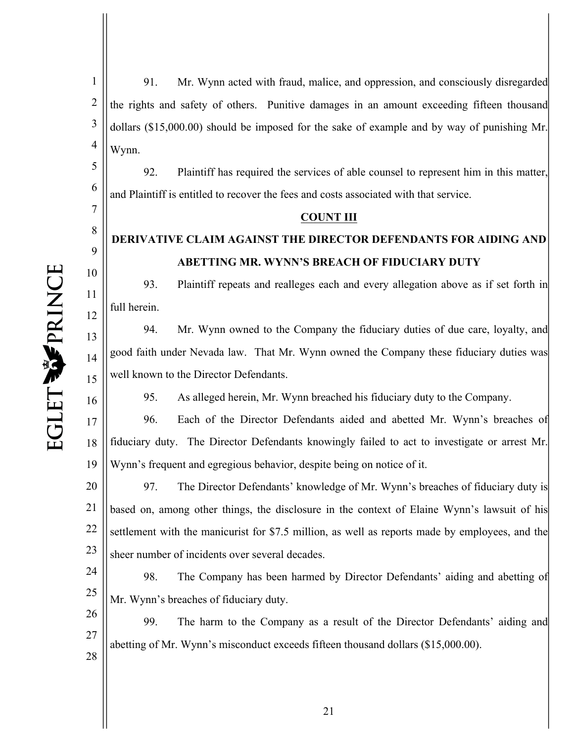91. Mr. Wynn acted with fraud, malice, and oppression, and consciously disregarded the rights and safety of others. Punitive damages in an amount exceeding fifteen thousand dollars ($15,000.00) should be imposed for the sake of example and by way of punishing Mr. Wynn.

92. Plaintiff has required the services of able counsel to represent him in this matter, and Plaintiff is entitled to recover the fees and costs associated with that service.

**COUNT III**

**DERIVATIVE CLAIM AGAINST THE DIRECTOR DEFENDANTS FOR AIDING AND ABETTING MR. WYNN'S BREACH OF FIDUCIARY DUTY**

93. Plaintiff repeats and realleges each and every allegation above as if set forth in full herein.

94. Mr. Wynn owned to the Company the fiduciary duties of due care, loyalty, and good faith under Nevada law. That Mr. Wynn owned the Company these fiduciary duties was well known to the Director Defendants.

95. As alleged herein, Mr. Wynn breached his fiduciary duty to the Company.

96. Each of the Director Defendants aided and abetted Mr. Wynn's breaches of fiduciary duty. The Director Defendants knowingly failed to act to investigate or arrest Mr. Wynn's frequent and egregious behavior, despite being on notice of it.

97. The Director Defendants' knowledge of Mr. Wynn's breaches of fiduciary duty is based on, among other things, the disclosure in the context of Elaine Wynn's lawsuit of his settlement with the manicurist for $7.5 million, as well as reports made by employees, and the sheer number of incidents over several decades.

98. The Company has been harmed by Director Defendants' aiding and abetting of Mr. Wynn's breaches of fiduciary duty.

99. The harm to the Company as a result of the Director Defendants' aiding and abetting of Mr. Wynn's misconduct exceeds fifteen thousand dollars ($15,000.00).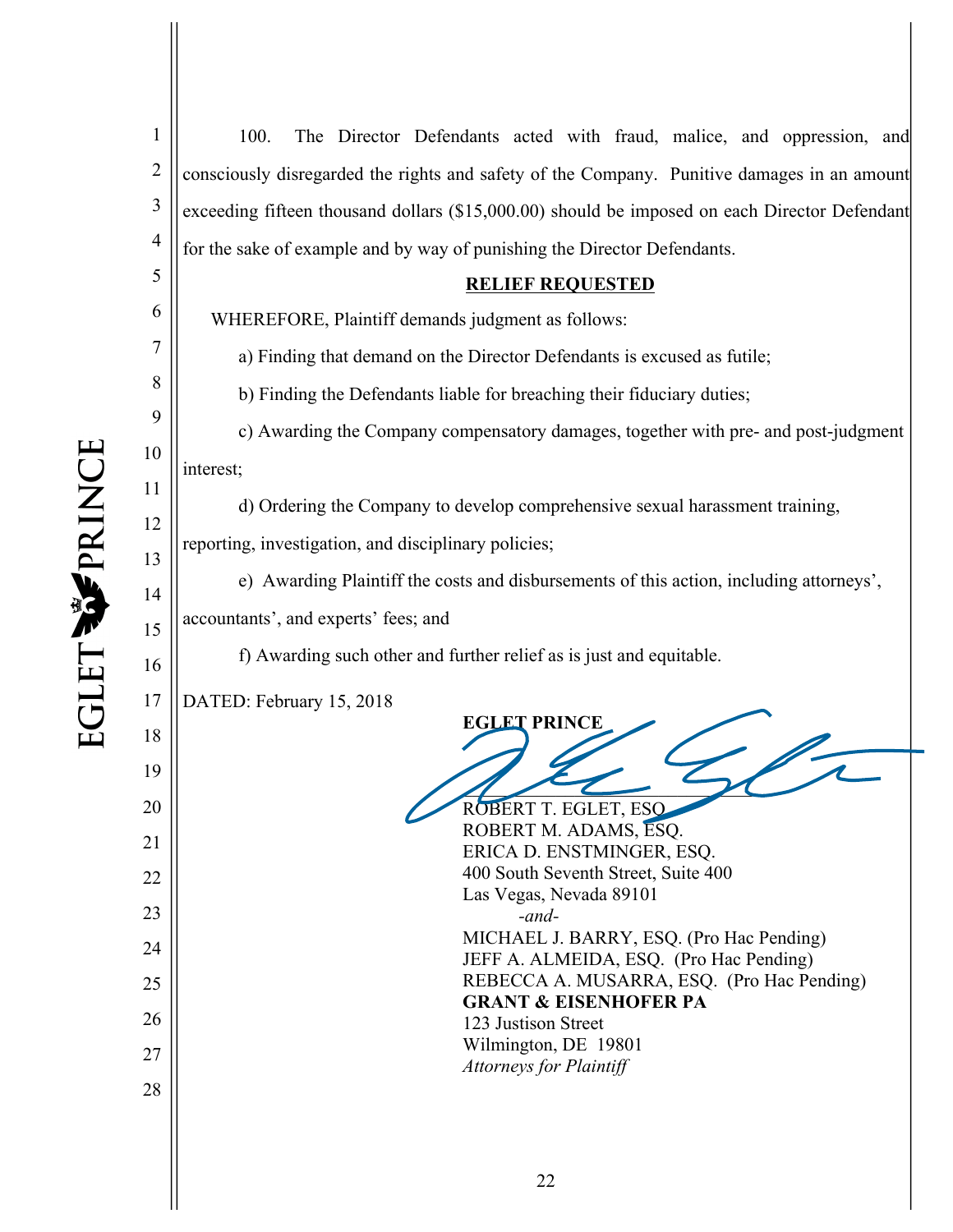100. The Director Defendants acted with fraud, malice, and oppression, and consciously disregarded the rights and safety of the Company. Punitive damages in an amount exceeding fifteen thousand dollars ($15,000.00) should be imposed on each Director Defendant for the sake of example and by way of punishing the Director Defendants.

## RELIEF REQUESTED

WHEREFORE, Plaintiff demands judgment as follows:

a) Finding that demand on the Director Defendants is excused as futile;

b) Finding the Defendants liable for breaching their fiduciary duties;

c) Awarding the Company compensatory damages, together with pre- and post-judgment interest;

d) Ordering the Company to develop comprehensive sexual harassment training, reporting, investigation, and disciplinary policies;

e) Awarding Plaintiff the costs and disbursements of this action, including attorneys', accountants', and experts' fees; and

f) Awarding such other and further relief as is just and equitable.

DATED: February 15, 2018

**EGLET PRINCE**

ROBERT T. EGLET, ESQ.
ROBERT M. ADAMS, ESQ.
ERICA D. ENSTMINGER, ESQ.
400 South Seventh Street, Suite 400
Las Vegas, Nevada 89101
*-and-*
MICHAEL J. BARRY, ESQ. (Pro Hac Pending)
JEFF A. ALMEIDA, ESQ. (Pro Hac Pending)
REBECCA A. MUSARRA, ESQ. (Pro Hac Pending)
**GRANT & EISENHOFER PA**
123 Justison Street
Wilmington, DE 19801
*Attorneys for Plaintiff*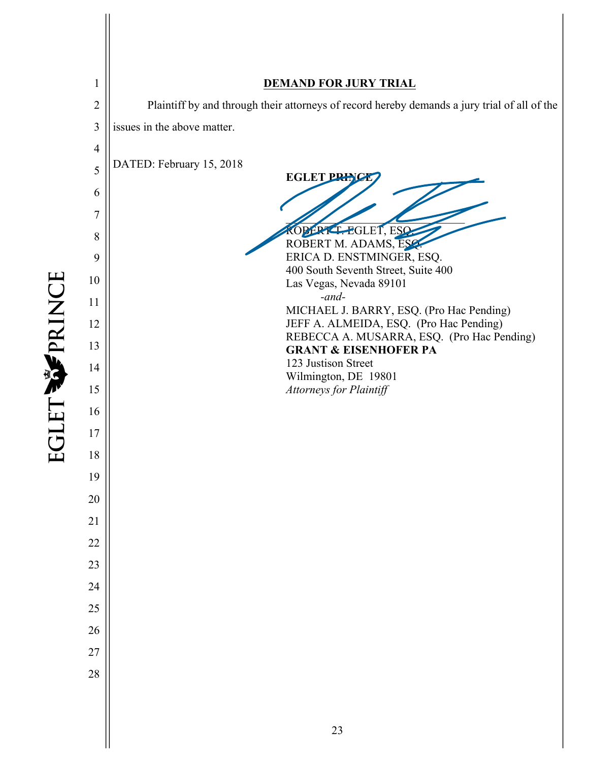## DEMAND FOR JURY TRIAL

Plaintiff by and through their attorneys of record hereby demands a jury trial of all of the issues in the above matter.

DATED: February 15, 2018

**EGLET PRINCE**

\_\_\_\_\_\_\_\_\_\_\_\_\_\_\_\_\_\_\_\_\_\_\_\_\_\_\_\_\_\_\_\_
ROBERT T. EGLET, ESQ.
ROBERT M. ADAMS, ESQ.
ERICA D. ENSTMINGER, ESQ.
400 South Seventh Street, Suite 400
Las Vegas, Nevada 89101

*-and-*

MICHAEL J. BARRY, ESQ. (Pro Hac Pending)
JEFF A. ALMEIDA, ESQ. (Pro Hac Pending)
REBECCA A. MUSARRA, ESQ. (Pro Hac Pending)
**GRANT & EISENHOFER PA**
123 Justison Street
Wilmington, DE 19801
*Attorneys for Plaintiff*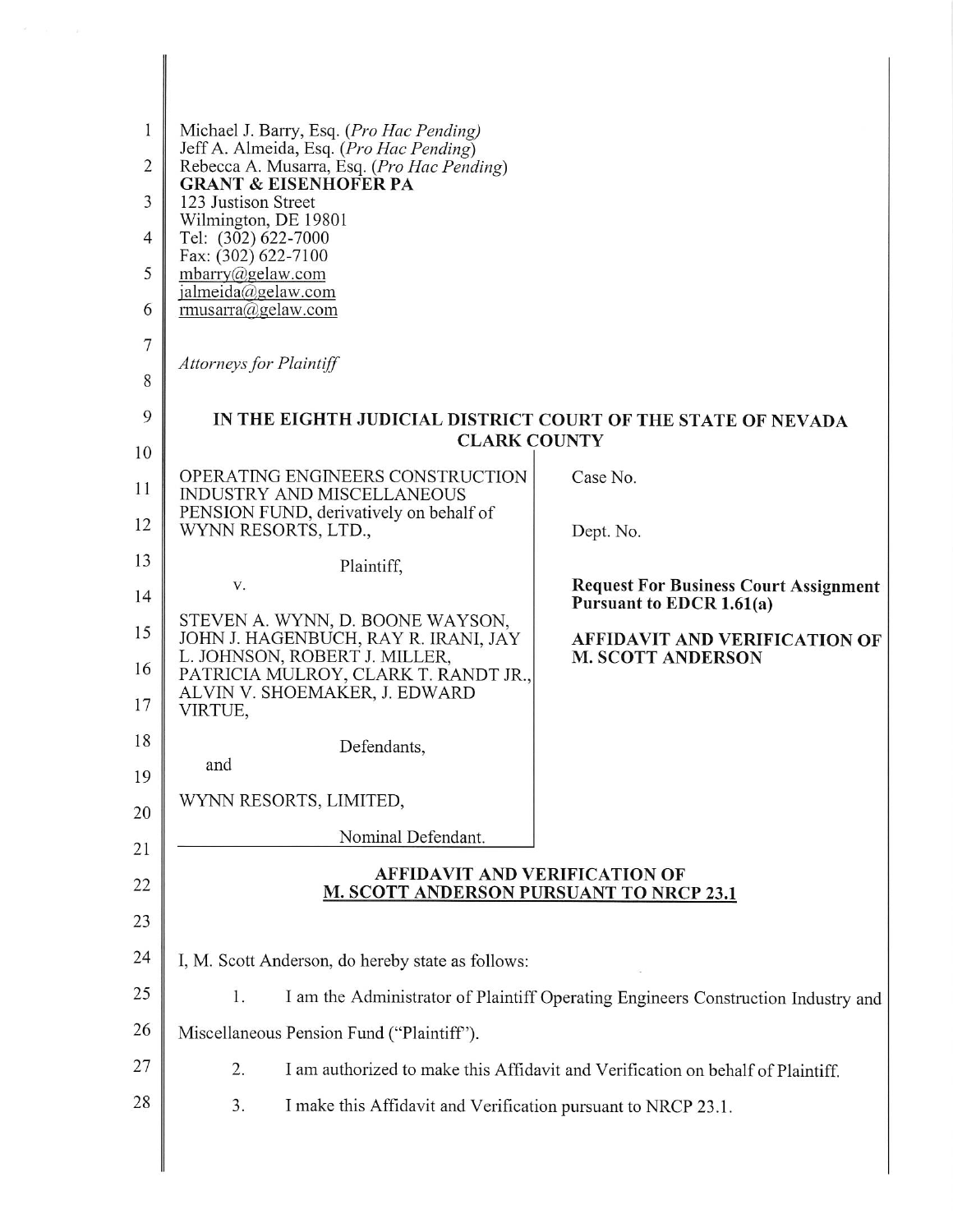Michael J. Barry, Esq. (*Pro Hac Pending*)
Jeff A. Almeida, Esq. (*Pro Hac Pending*)
Rebecca A. Musarra, Esq. (*Pro Hac Pending*)
**GRANT & EISENHOFER PA**
123 Justison Street
Wilmington, DE 19801
Tel: (302) 622-7000
Fax: (302) 622-7100
mbarry@gelaw.com
jalmeida@gelaw.com
rmusarra@gelaw.com

*Attorneys for Plaintiff*

**IN THE EIGHTH JUDICIAL DISTRICT COURT OF THE STATE OF NEVADA**
**CLARK COUNTY**

| | |
|---|---|
| OPERATING ENGINEERS CONSTRUCTION INDUSTRY AND MISCELLANEOUS PENSION FUND, derivatively on behalf of WYNN RESORTS, LTD., | Case No. |
| Plaintiff, | Dept. No. |
| v. | **Request For Business Court Assignment Pursuant to EDCR 1.61(a)** |
| STEVEN A. WYNN, D. BOONE WAYSON, JOHN J. HAGENBUCH, RAY R. IRANI, JAY L. JOHNSON, ROBERT J. MILLER, PATRICIA MULROY, CLARK T. RANDT JR., ALVIN V. SHOEMAKER, J. EDWARD VIRTUE, | **AFFIDAVIT AND VERIFICATION OF M. SCOTT ANDERSON** |
| Defendants, | |
| and | |
| WYNN RESORTS, LIMITED, | |
| Nominal Defendant. | |

**AFFIDAVIT AND VERIFICATION OF**
**M. SCOTT ANDERSON PURSUANT TO NRCP 23.1**

I, M. Scott Anderson, do hereby state as follows:

1. I am the Administrator of Plaintiff Operating Engineers Construction Industry and Miscellaneous Pension Fund ("Plaintiff").

2. I am authorized to make this Affidavit and Verification on behalf of Plaintiff.

3. I make this Affidavit and Verification pursuant to NRCP 23.1.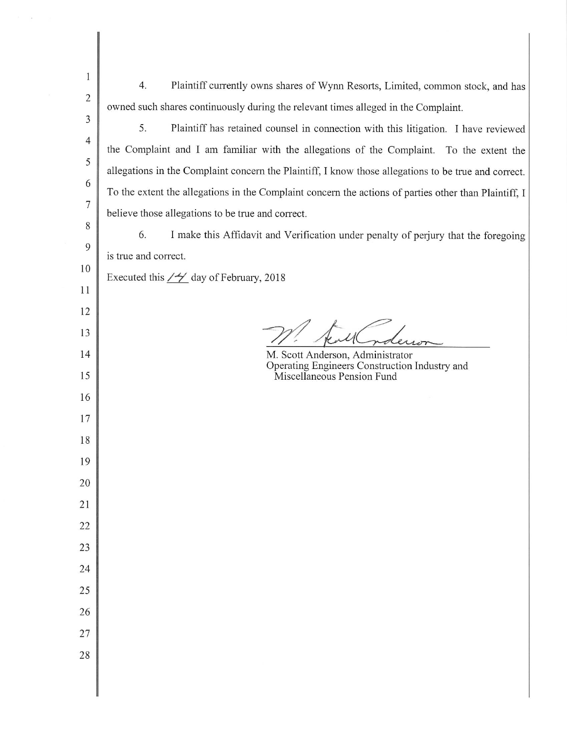4. Plaintiff currently owns shares of Wynn Resorts, Limited, common stock, and has owned such shares continuously during the relevant times alleged in the Complaint.

5. Plaintiff has retained counsel in connection with this litigation. I have reviewed the Complaint and I am familiar with the allegations of the Complaint. To the extent the allegations in the Complaint concern the Plaintiff, I know those allegations to be true and correct. To the extent the allegations in the Complaint concern the actions of parties other than Plaintiff, I believe those allegations to be true and correct.

6. I make this Affidavit and Verification under penalty of perjury that the foregoing is true and correct.

Executed this 14 day of February, 2018

M. Scott Anderson, Administrator
Operating Engineers Construction Industry and Miscellaneous Pension Fund